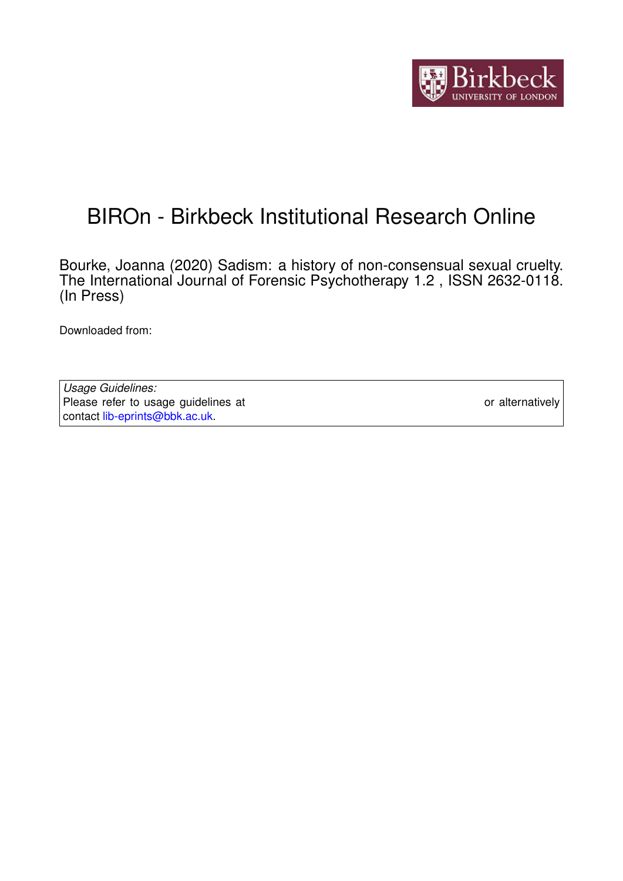# BIROn - Birkbeck Institutional Research Online

Bourke, Joanna (2020) Sadism: a history of non-consensual sexual cruelty. The International Journal of Forensic Psychotherapy 1.2 , ISSN 2632-0118. (In Press)

Downloaded from:

*Usage Guidelines:*
Please refer to usage guidelines at or alternatively contact lib-eprints@bbk.ac.uk.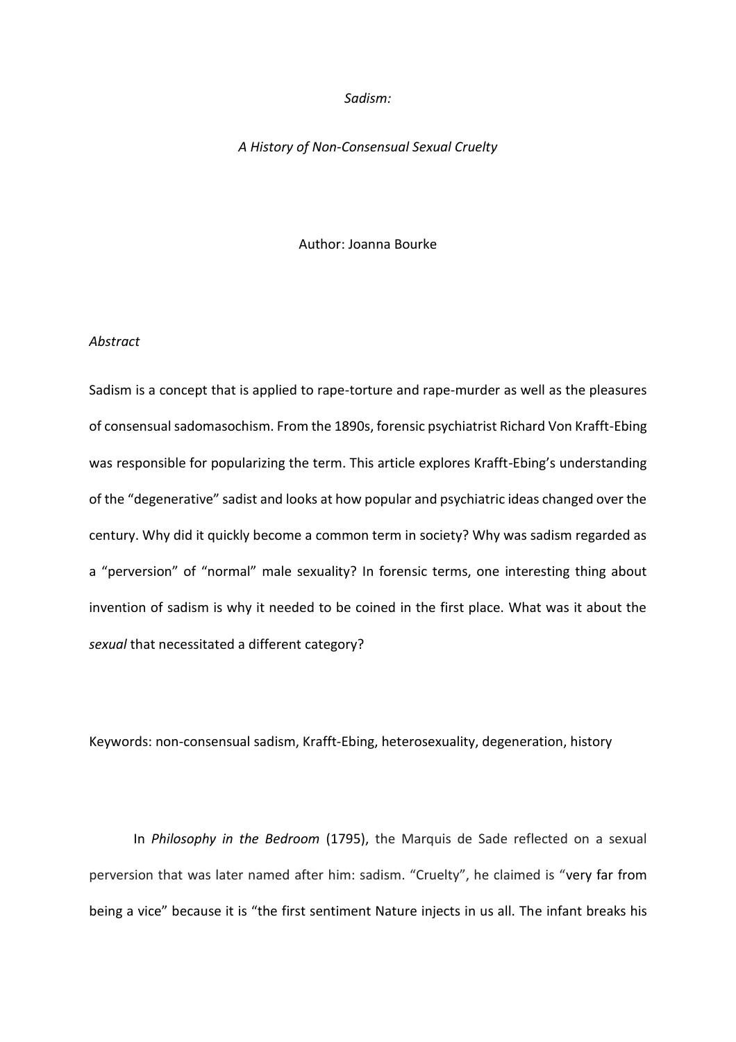*Sadism:*

*A History of Non-Consensual Sexual Cruelty*

Author: Joanna Bourke

*Abstract*

Sadism is a concept that is applied to rape-torture and rape-murder as well as the pleasures of consensual sadomasochism. From the 1890s, forensic psychiatrist Richard Von Krafft-Ebing was responsible for popularizing the term. This article explores Krafft-Ebing's understanding of the "degenerative" sadist and looks at how popular and psychiatric ideas changed over the century. Why did it quickly become a common term in society? Why was sadism regarded as a "perversion" of "normal" male sexuality? In forensic terms, one interesting thing about invention of sadism is why it needed to be coined in the first place. What was it about the *sexual* that necessitated a different category?

Keywords: non-consensual sadism, Krafft-Ebing, heterosexuality, degeneration, history

In *Philosophy in the Bedroom* (1795), the Marquis de Sade reflected on a sexual perversion that was later named after him: sadism. "Cruelty", he claimed is "very far from being a vice" because it is "the first sentiment Nature injects in us all. The infant breaks his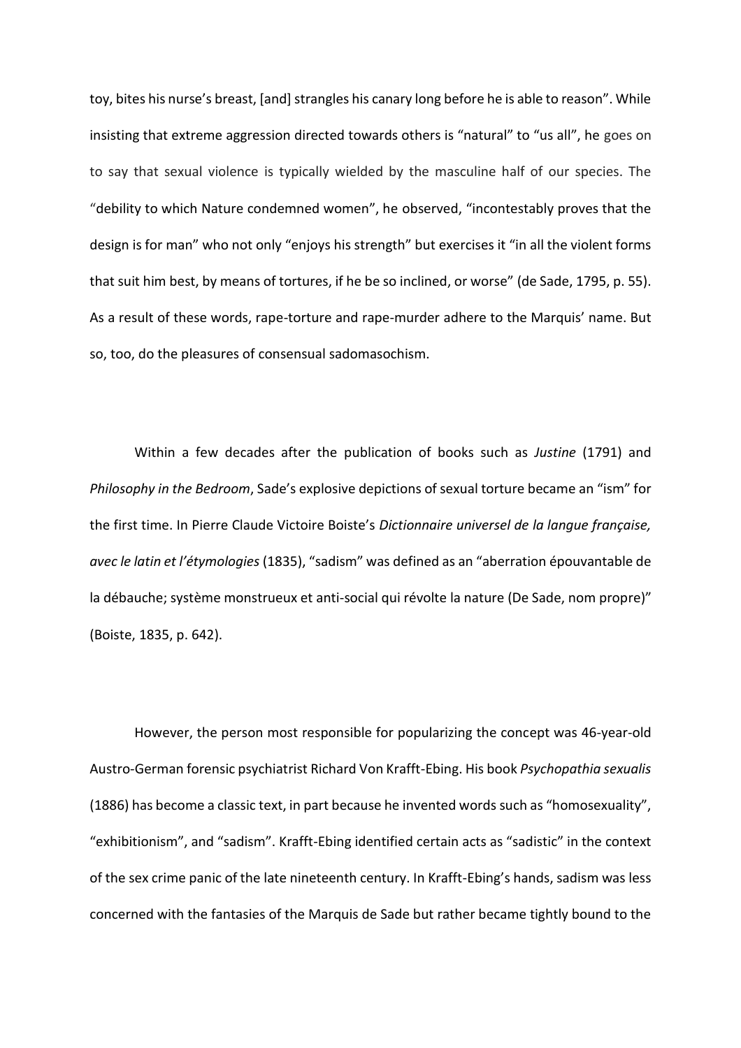toy, bites his nurse's breast, [and] strangles his canary long before he is able to reason". While insisting that extreme aggression directed towards others is "natural" to "us all", he goes on to say that sexual violence is typically wielded by the masculine half of our species. The "debility to which Nature condemned women", he observed, "incontestably proves that the design is for man" who not only "enjoys his strength" but exercises it "in all the violent forms that suit him best, by means of tortures, if he be so inclined, or worse" (de Sade, 1795, p. 55). As a result of these words, rape-torture and rape-murder adhere to the Marquis' name. But so, too, do the pleasures of consensual sadomasochism.

Within a few decades after the publication of books such as *Justine* (1791) and *Philosophy in the Bedroom*, Sade's explosive depictions of sexual torture became an "ism" for the first time. In Pierre Claude Victoire Boiste's *Dictionnaire universel de la langue française, avec le latin et l'étymologies* (1835), "sadism" was defined as an "aberration épouvantable de la débauche; système monstrueux et anti-social qui révolte la nature (De Sade, nom propre)" (Boiste, 1835, p. 642).

However, the person most responsible for popularizing the concept was 46-year-old Austro-German forensic psychiatrist Richard Von Krafft-Ebing. His book *Psychopathia sexualis* (1886) has become a classic text, in part because he invented words such as "homosexuality", "exhibitionism", and "sadism". Krafft-Ebing identified certain acts as "sadistic" in the context of the sex crime panic of the late nineteenth century. In Krafft-Ebing's hands, sadism was less concerned with the fantasies of the Marquis de Sade but rather became tightly bound to the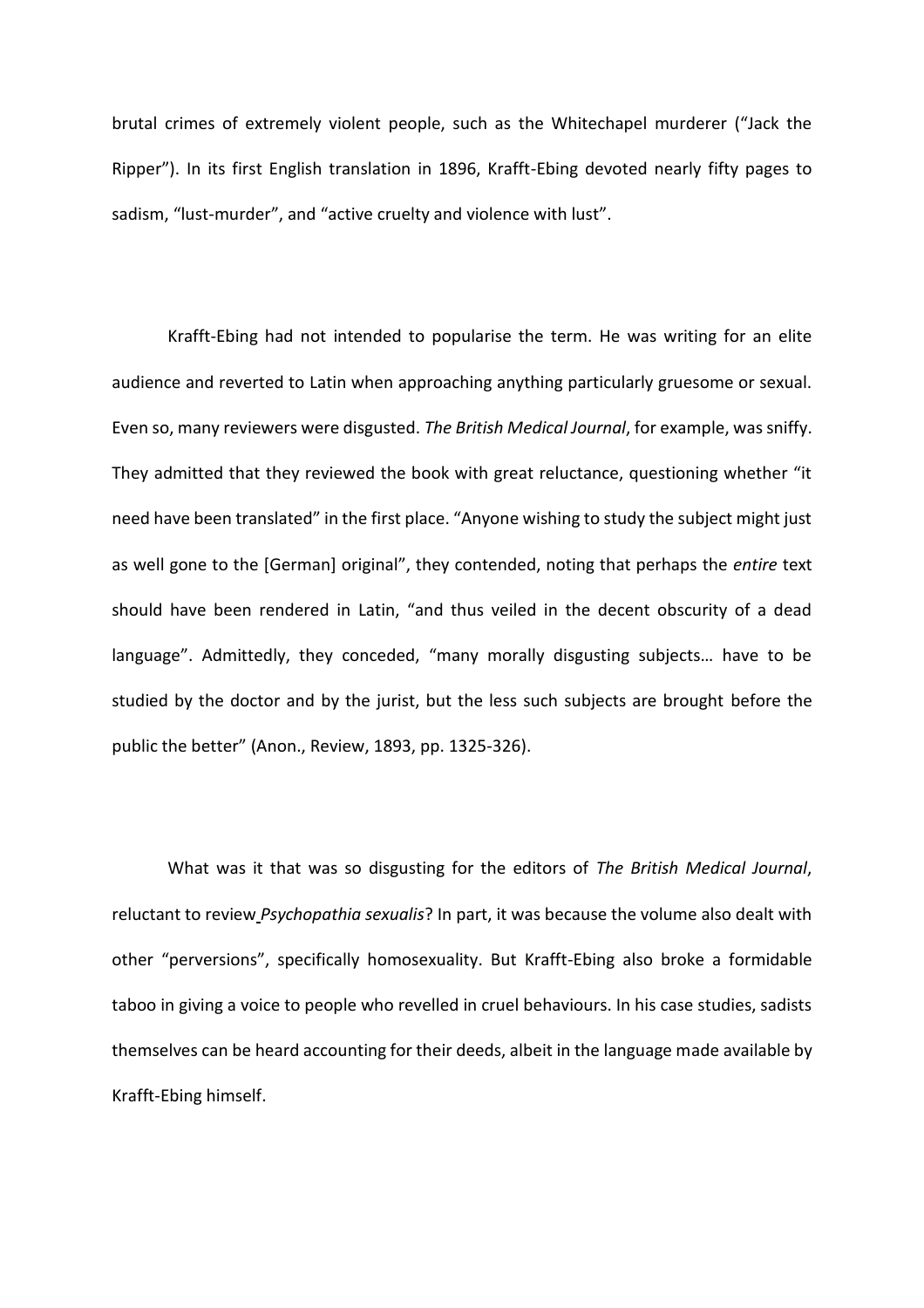brutal crimes of extremely violent people, such as the Whitechapel murderer ("Jack the Ripper"). In its first English translation in 1896, Krafft-Ebing devoted nearly fifty pages to sadism, "lust-murder", and "active cruelty and violence with lust".

Krafft-Ebing had not intended to popularise the term. He was writing for an elite audience and reverted to Latin when approaching anything particularly gruesome or sexual. Even so, many reviewers were disgusted. *The British Medical Journal*, for example, was sniffy. They admitted that they reviewed the book with great reluctance, questioning whether "it need have been translated" in the first place. "Anyone wishing to study the subject might just as well gone to the [German] original", they contended, noting that perhaps the *entire* text should have been rendered in Latin, "and thus veiled in the decent obscurity of a dead language". Admittedly, they conceded, "many morally disgusting subjects… have to be studied by the doctor and by the jurist, but the less such subjects are brought before the public the better" (Anon., Review, 1893, pp. 1325-326).

What was it that was so disgusting for the editors of *The British Medical Journal*, reluctant to review *Psychopathia sexualis*? In part, it was because the volume also dealt with other "perversions", specifically homosexuality. But Krafft-Ebing also broke a formidable taboo in giving a voice to people who revelled in cruel behaviours. In his case studies, sadists themselves can be heard accounting for their deeds, albeit in the language made available by Krafft-Ebing himself.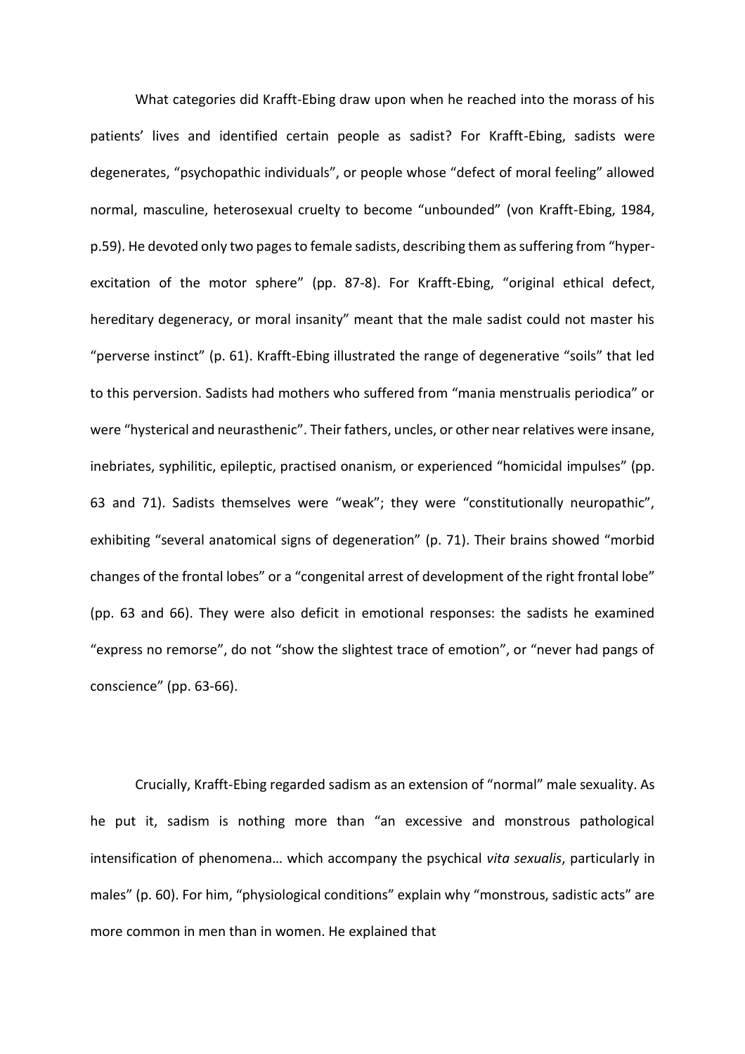What categories did Krafft-Ebing draw upon when he reached into the morass of his patients' lives and identified certain people as sadist? For Krafft-Ebing, sadists were degenerates, "psychopathic individuals", or people whose "defect of moral feeling" allowed normal, masculine, heterosexual cruelty to become "unbounded" (von Krafft-Ebing, 1984, p.59). He devoted only two pages to female sadists, describing them as suffering from "hyper-excitation of the motor sphere" (pp. 87-8). For Krafft-Ebing, "original ethical defect, hereditary degeneracy, or moral insanity" meant that the male sadist could not master his "perverse instinct" (p. 61). Krafft-Ebing illustrated the range of degenerative "soils" that led to this perversion. Sadists had mothers who suffered from "mania menstrualis periodica" or were "hysterical and neurasthenic". Their fathers, uncles, or other near relatives were insane, inebriates, syphilitic, epileptic, practised onanism, or experienced "homicidal impulses" (pp. 63 and 71). Sadists themselves were "weak"; they were "constitutionally neuropathic", exhibiting "several anatomical signs of degeneration" (p. 71). Their brains showed "morbid changes of the frontal lobes" or a "congenital arrest of development of the right frontal lobe" (pp. 63 and 66). They were also deficit in emotional responses: the sadists he examined "express no remorse", do not "show the slightest trace of emotion", or "never had pangs of conscience" (pp. 63-66).

Crucially, Krafft-Ebing regarded sadism as an extension of "normal" male sexuality. As he put it, sadism is nothing more than "an excessive and monstrous pathological intensification of phenomena… which accompany the psychical *vita sexualis*, particularly in males" (p. 60). For him, "physiological conditions" explain why "monstrous, sadistic acts" are more common in men than in women. He explained that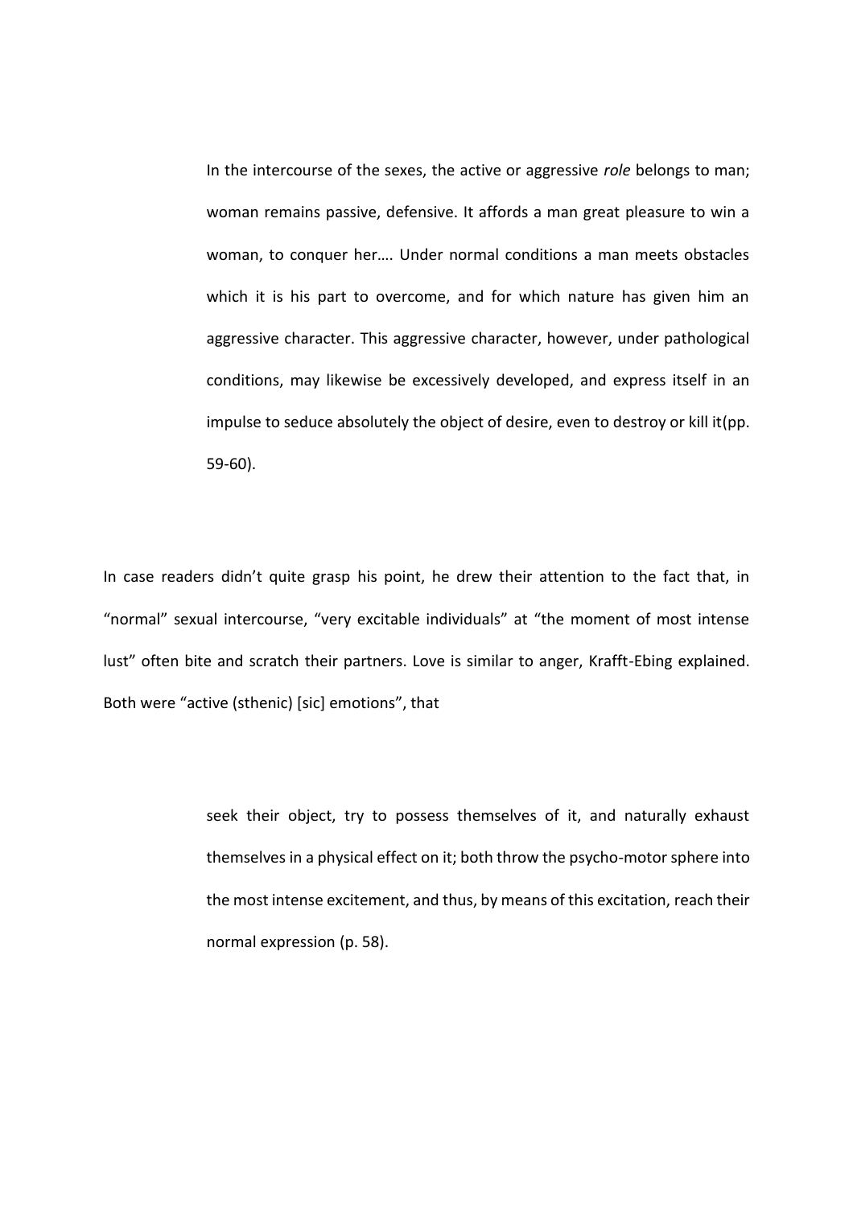> In the intercourse of the sexes, the active or aggressive *role* belongs to man; woman remains passive, defensive. It affords a man great pleasure to win a woman, to conquer her…. Under normal conditions a man meets obstacles which it is his part to overcome, and for which nature has given him an aggressive character. This aggressive character, however, under pathological conditions, may likewise be excessively developed, and express itself in an impulse to seduce absolutely the object of desire, even to destroy or kill it(pp. 59-60).

In case readers didn't quite grasp his point, he drew their attention to the fact that, in "normal" sexual intercourse, "very excitable individuals" at "the moment of most intense lust" often bite and scratch their partners. Love is similar to anger, Krafft-Ebing explained. Both were "active (sthenic) [sic] emotions", that

> seek their object, try to possess themselves of it, and naturally exhaust themselves in a physical effect on it; both throw the psycho-motor sphere into the most intense excitement, and thus, by means of this excitation, reach their normal expression (p. 58).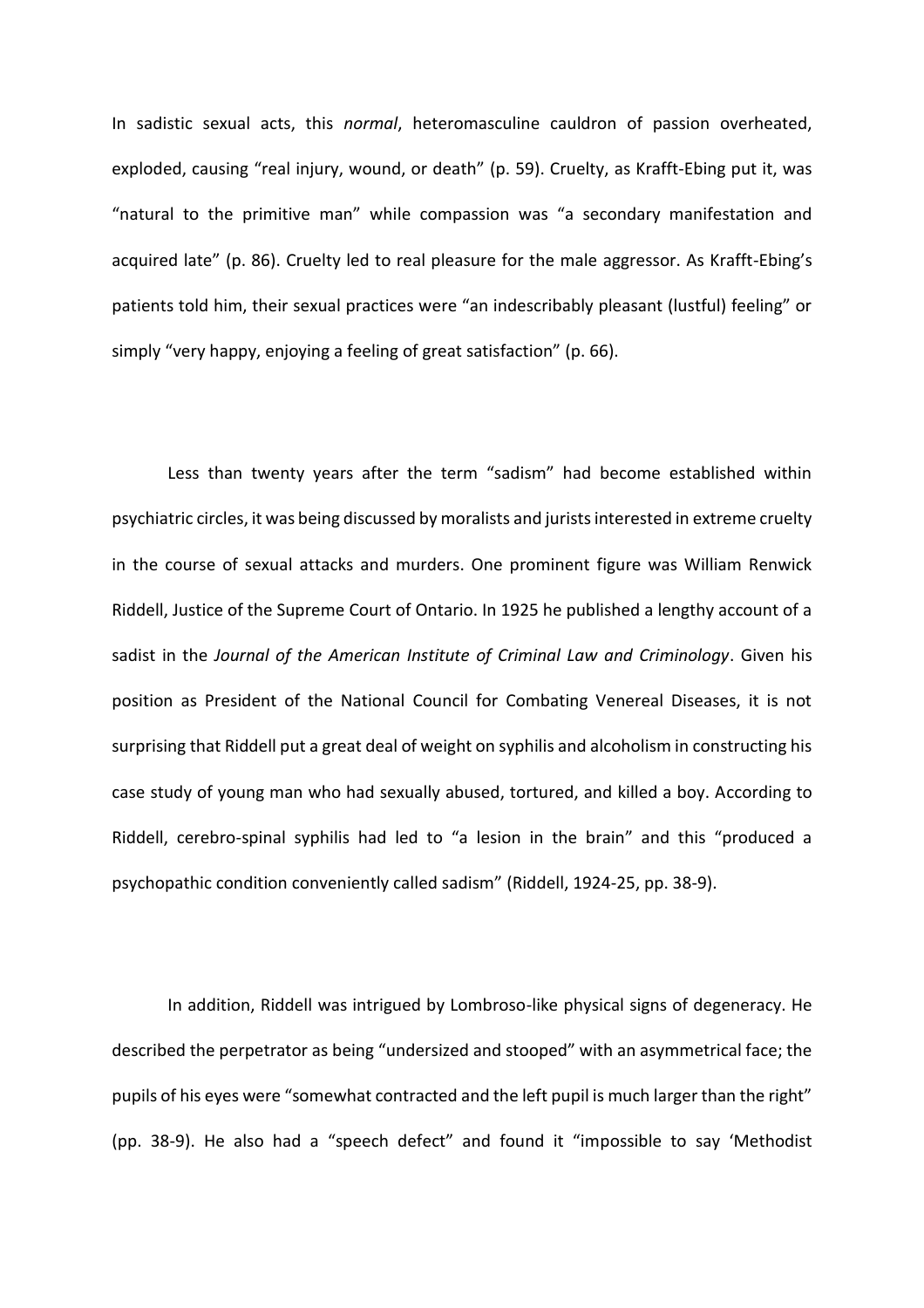In sadistic sexual acts, this *normal*, heteromasculine cauldron of passion overheated, exploded, causing "real injury, wound, or death" (p. 59). Cruelty, as Krafft-Ebing put it, was "natural to the primitive man" while compassion was "a secondary manifestation and acquired late" (p. 86). Cruelty led to real pleasure for the male aggressor. As Krafft-Ebing's patients told him, their sexual practices were "an indescribably pleasant (lustful) feeling" or simply "very happy, enjoying a feeling of great satisfaction" (p. 66).

Less than twenty years after the term "sadism" had become established within psychiatric circles, it was being discussed by moralists and jurists interested in extreme cruelty in the course of sexual attacks and murders. One prominent figure was William Renwick Riddell, Justice of the Supreme Court of Ontario. In 1925 he published a lengthy account of a sadist in the *Journal of the American Institute of Criminal Law and Criminology*. Given his position as President of the National Council for Combating Venereal Diseases, it is not surprising that Riddell put a great deal of weight on syphilis and alcoholism in constructing his case study of young man who had sexually abused, tortured, and killed a boy. According to Riddell, cerebro-spinal syphilis had led to "a lesion in the brain" and this "produced a psychopathic condition conveniently called sadism" (Riddell, 1924-25, pp. 38-9).

In addition, Riddell was intrigued by Lombroso-like physical signs of degeneracy. He described the perpetrator as being "undersized and stooped" with an asymmetrical face; the pupils of his eyes were "somewhat contracted and the left pupil is much larger than the right" (pp. 38-9). He also had a "speech defect" and found it "impossible to say 'Methodist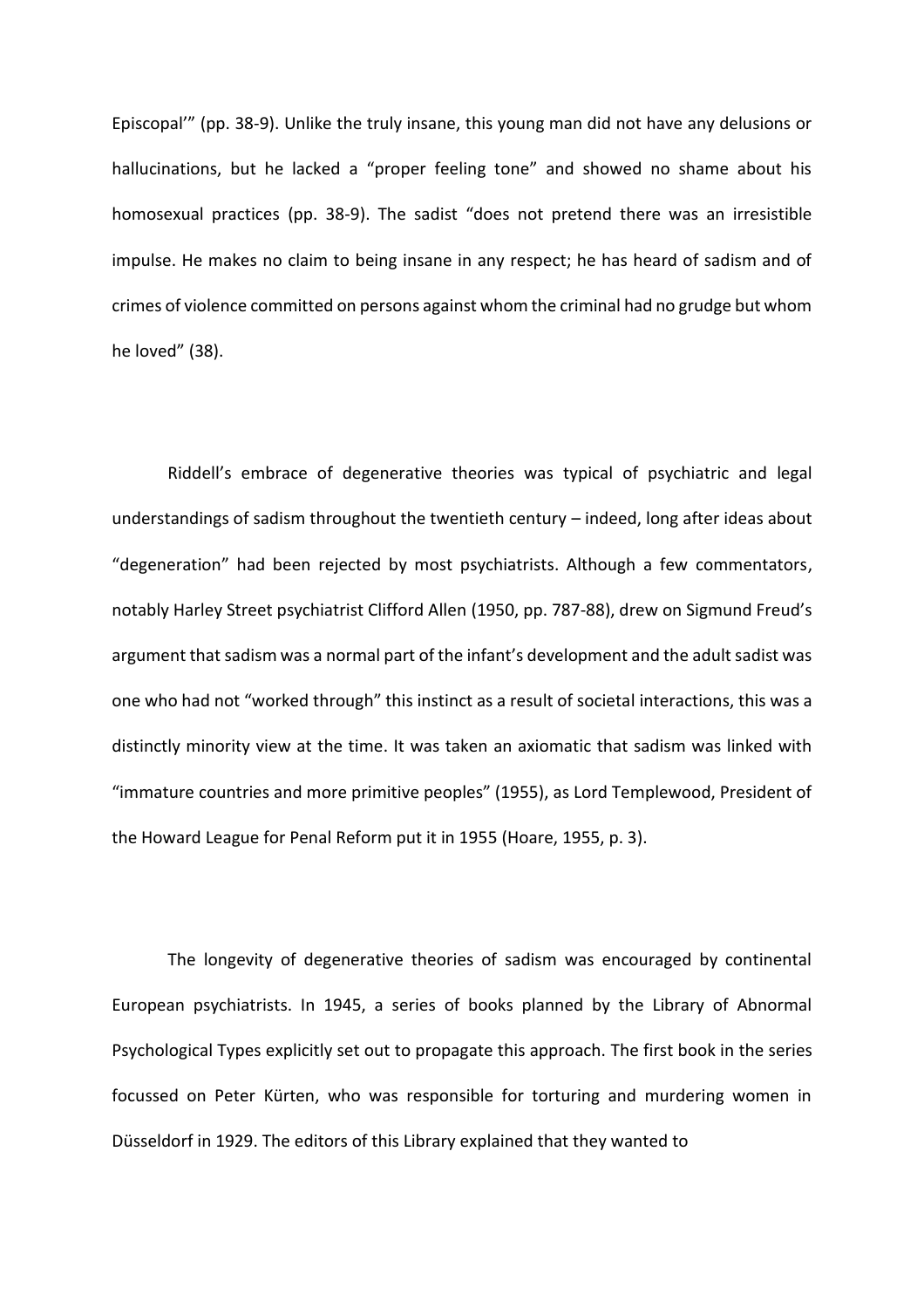Episcopal'" (pp. 38-9). Unlike the truly insane, this young man did not have any delusions or hallucinations, but he lacked a "proper feeling tone" and showed no shame about his homosexual practices (pp. 38-9). The sadist "does not pretend there was an irresistible impulse. He makes no claim to being insane in any respect; he has heard of sadism and of crimes of violence committed on persons against whom the criminal had no grudge but whom he loved" (38).

Riddell's embrace of degenerative theories was typical of psychiatric and legal understandings of sadism throughout the twentieth century – indeed, long after ideas about "degeneration" had been rejected by most psychiatrists. Although a few commentators, notably Harley Street psychiatrist Clifford Allen (1950, pp. 787-88), drew on Sigmund Freud's argument that sadism was a normal part of the infant's development and the adult sadist was one who had not "worked through" this instinct as a result of societal interactions, this was a distinctly minority view at the time. It was taken an axiomatic that sadism was linked with "immature countries and more primitive peoples" (1955), as Lord Templewood, President of the Howard League for Penal Reform put it in 1955 (Hoare, 1955, p. 3).

The longevity of degenerative theories of sadism was encouraged by continental European psychiatrists. In 1945, a series of books planned by the Library of Abnormal Psychological Types explicitly set out to propagate this approach. The first book in the series focussed on Peter Kürten, who was responsible for torturing and murdering women in Düsseldorf in 1929. The editors of this Library explained that they wanted to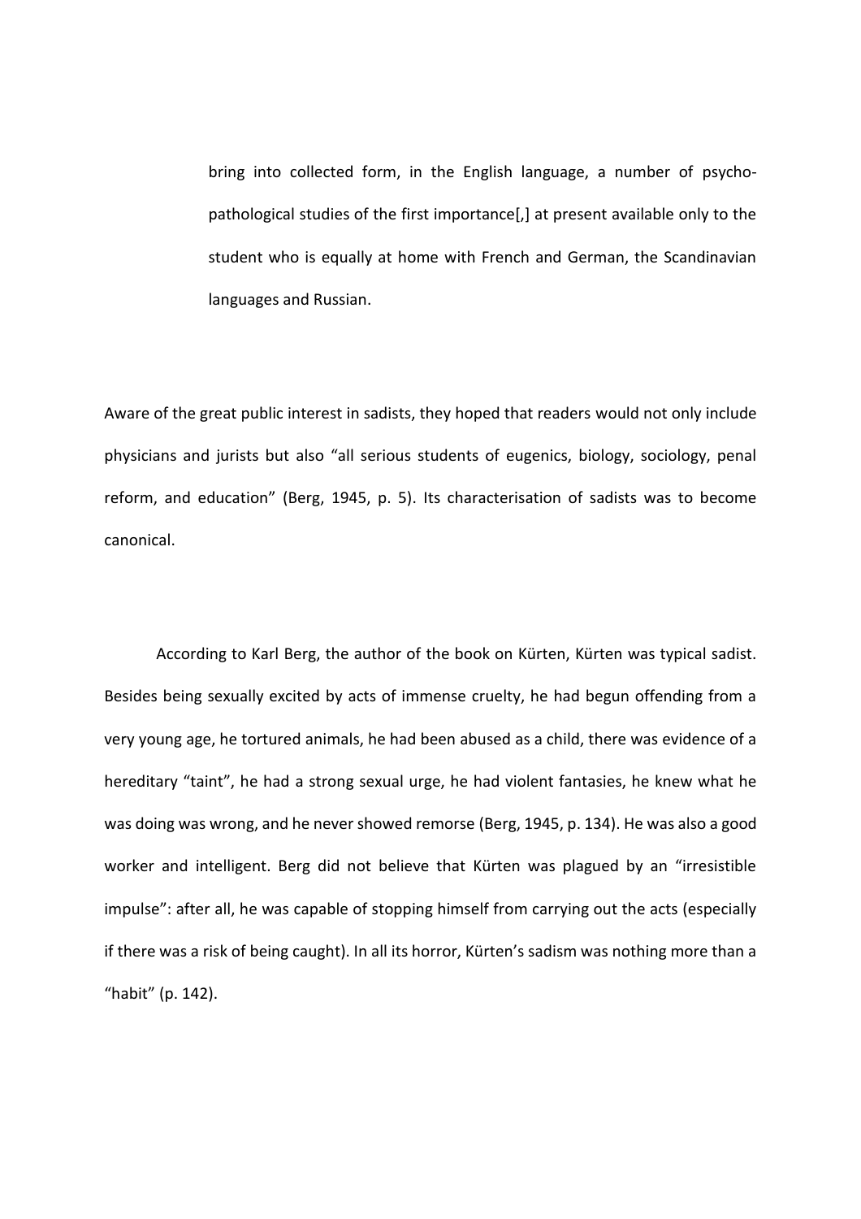> bring into collected form, in the English language, a number of psycho-pathological studies of the first importance[,] at present available only to the student who is equally at home with French and German, the Scandinavian languages and Russian.

Aware of the great public interest in sadists, they hoped that readers would not only include physicians and jurists but also “all serious students of eugenics, biology, sociology, penal reform, and education” (Berg, 1945, p. 5). Its characterisation of sadists was to become canonical.

According to Karl Berg, the author of the book on Kürten, Kürten was typical sadist. Besides being sexually excited by acts of immense cruelty, he had begun offending from a very young age, he tortured animals, he had been abused as a child, there was evidence of a hereditary “taint”, he had a strong sexual urge, he had violent fantasies, he knew what he was doing was wrong, and he never showed remorse (Berg, 1945, p. 134). He was also a good worker and intelligent. Berg did not believe that Kürten was plagued by an “irresistible impulse”: after all, he was capable of stopping himself from carrying out the acts (especially if there was a risk of being caught). In all its horror, Kürten’s sadism was nothing more than a “habit” (p. 142).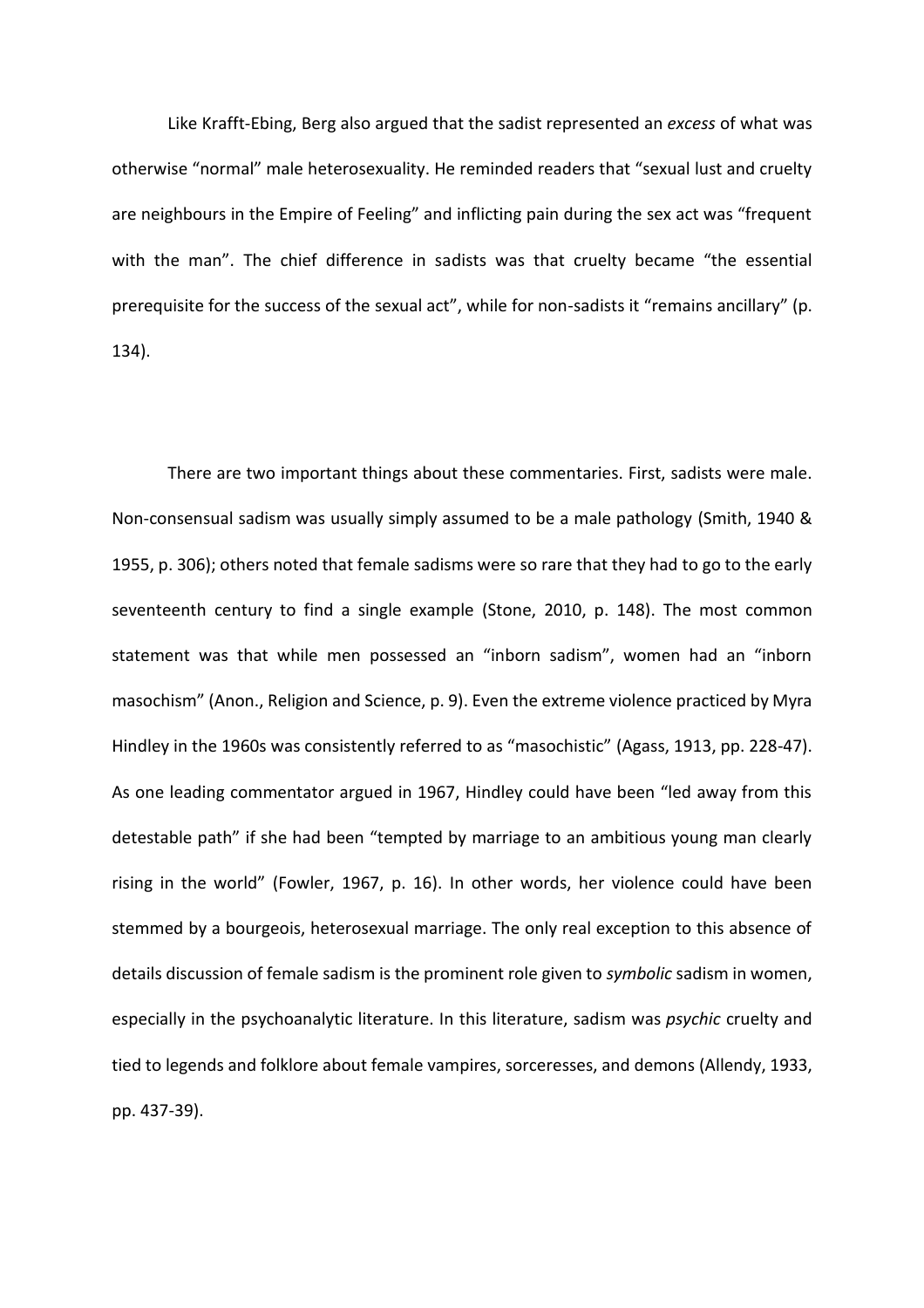Like Krafft-Ebing, Berg also argued that the sadist represented an *excess* of what was otherwise "normal" male heterosexuality. He reminded readers that "sexual lust and cruelty are neighbours in the Empire of Feeling" and inflicting pain during the sex act was "frequent with the man". The chief difference in sadists was that cruelty became "the essential prerequisite for the success of the sexual act", while for non-sadists it "remains ancillary" (p. 134).

There are two important things about these commentaries. First, sadists were male. Non-consensual sadism was usually simply assumed to be a male pathology (Smith, 1940 & 1955, p. 306); others noted that female sadisms were so rare that they had to go to the early seventeenth century to find a single example (Stone, 2010, p. 148). The most common statement was that while men possessed an "inborn sadism", women had an "inborn masochism" (Anon., Religion and Science, p. 9). Even the extreme violence practiced by Myra Hindley in the 1960s was consistently referred to as "masochistic" (Agass, 1913, pp. 228-47). As one leading commentator argued in 1967, Hindley could have been "led away from this detestable path" if she had been "tempted by marriage to an ambitious young man clearly rising in the world" (Fowler, 1967, p. 16). In other words, her violence could have been stemmed by a bourgeois, heterosexual marriage. The only real exception to this absence of details discussion of female sadism is the prominent role given to *symbolic* sadism in women, especially in the psychoanalytic literature. In this literature, sadism was *psychic* cruelty and tied to legends and folklore about female vampires, sorceresses, and demons (Allendy, 1933, pp. 437-39).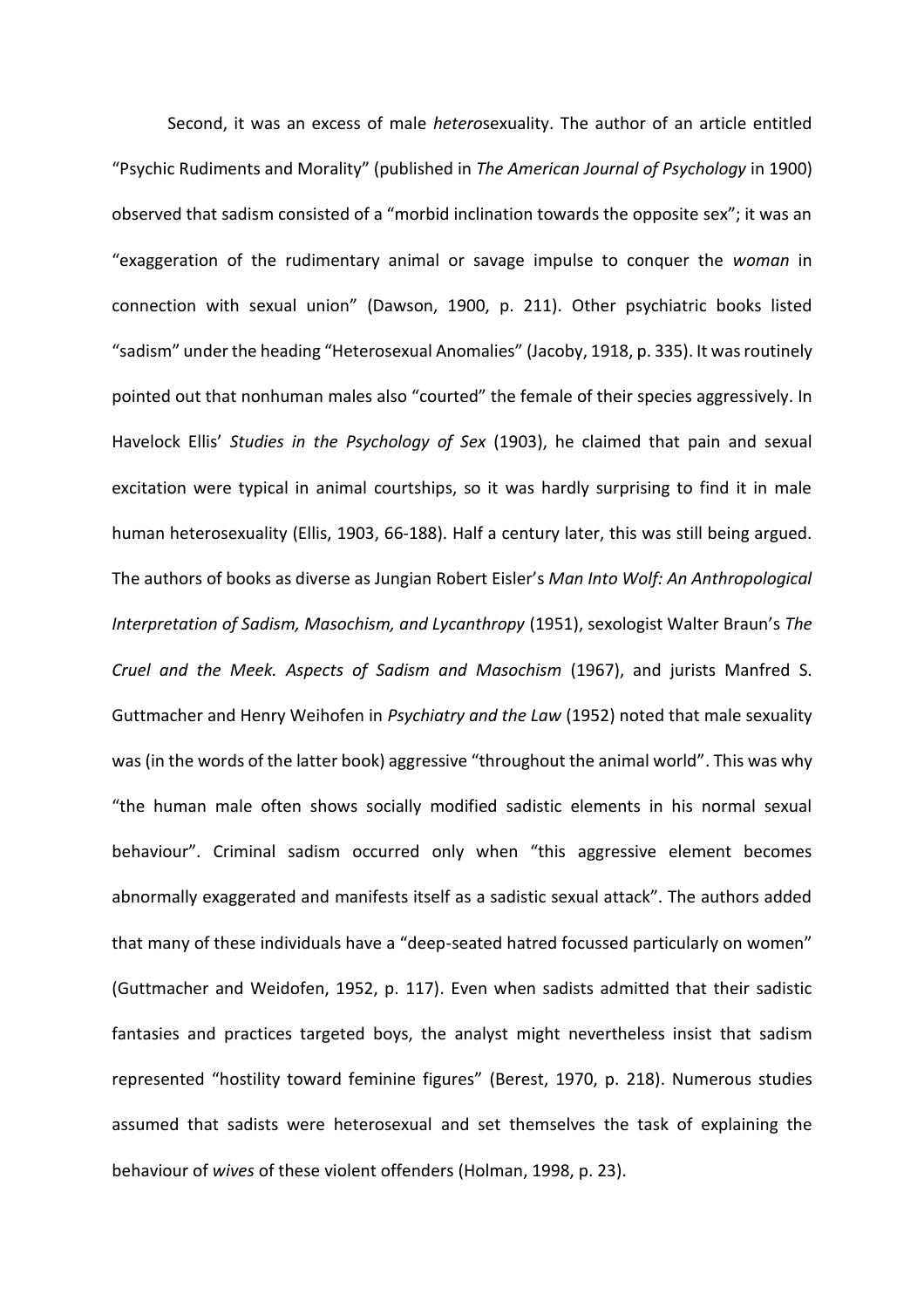Second, it was an excess of male *hetero*sexuality. The author of an article entitled "Psychic Rudiments and Morality" (published in *The American Journal of Psychology* in 1900) observed that sadism consisted of a "morbid inclination towards the opposite sex"; it was an "exaggeration of the rudimentary animal or savage impulse to conquer the *woman* in connection with sexual union" (Dawson, 1900, p. 211). Other psychiatric books listed "sadism" under the heading "Heterosexual Anomalies" (Jacoby, 1918, p. 335). It was routinely pointed out that nonhuman males also "courted" the female of their species aggressively. In Havelock Ellis' *Studies in the Psychology of Sex* (1903), he claimed that pain and sexual excitation were typical in animal courtships, so it was hardly surprising to find it in male human heterosexuality (Ellis, 1903, 66-188). Half a century later, this was still being argued. The authors of books as diverse as Jungian Robert Eisler's *Man Into Wolf: An Anthropological Interpretation of Sadism, Masochism, and Lycanthropy* (1951), sexologist Walter Braun's *The Cruel and the Meek. Aspects of Sadism and Masochism* (1967), and jurists Manfred S. Guttmacher and Henry Weihofen in *Psychiatry and the Law* (1952) noted that male sexuality was (in the words of the latter book) aggressive "throughout the animal world". This was why "the human male often shows socially modified sadistic elements in his normal sexual behaviour". Criminal sadism occurred only when "this aggressive element becomes abnormally exaggerated and manifests itself as a sadistic sexual attack". The authors added that many of these individuals have a "deep-seated hatred focussed particularly on women" (Guttmacher and Weidofen, 1952, p. 117). Even when sadists admitted that their sadistic fantasies and practices targeted boys, the analyst might nevertheless insist that sadism represented "hostility toward feminine figures" (Berest, 1970, p. 218). Numerous studies assumed that sadists were heterosexual and set themselves the task of explaining the behaviour of *wives* of these violent offenders (Holman, 1998, p. 23).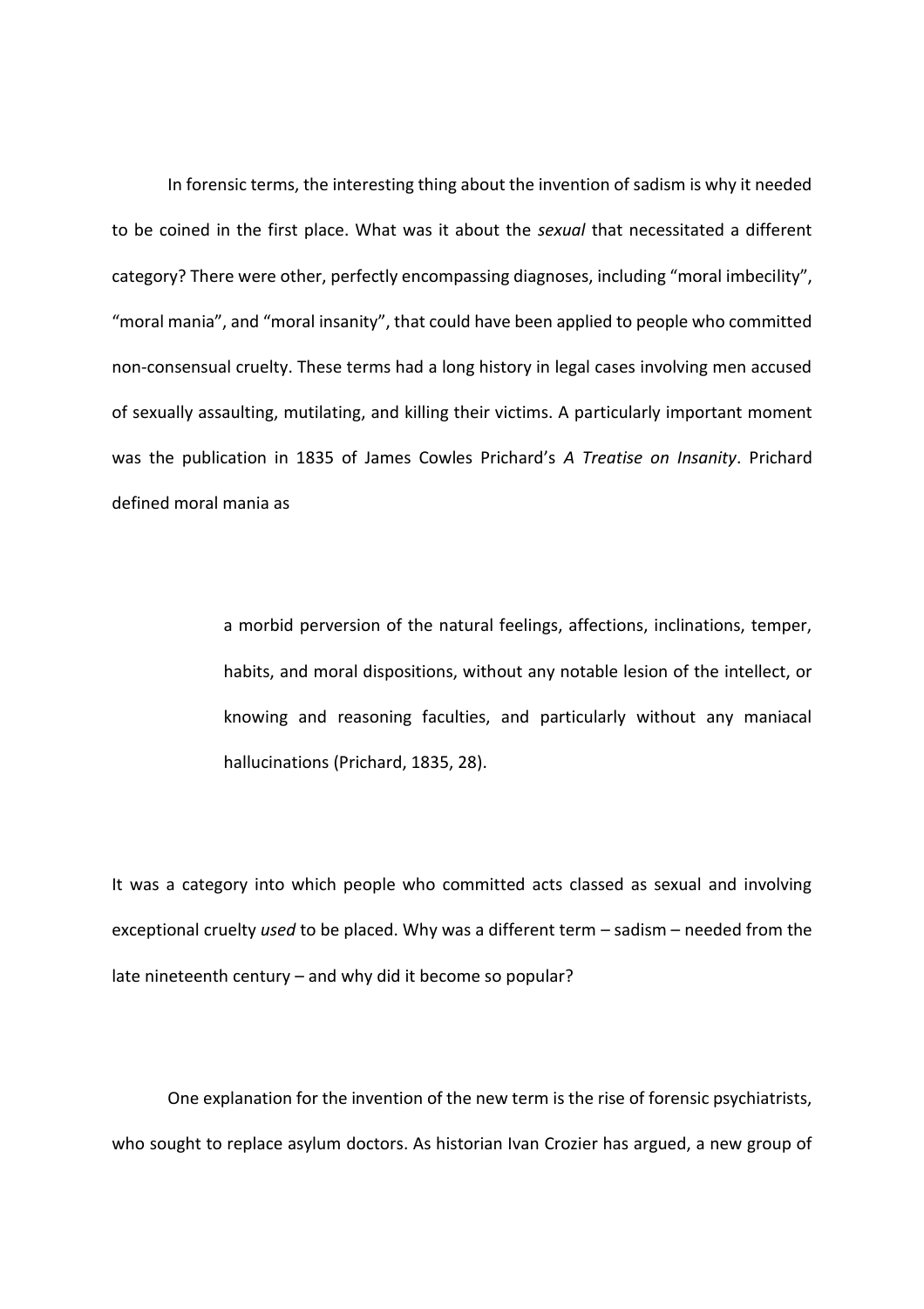In forensic terms, the interesting thing about the invention of sadism is why it needed to be coined in the first place. What was it about the *sexual* that necessitated a different category? There were other, perfectly encompassing diagnoses, including "moral imbecility", "moral mania", and "moral insanity", that could have been applied to people who committed non-consensual cruelty. These terms had a long history in legal cases involving men accused of sexually assaulting, mutilating, and killing their victims. A particularly important moment was the publication in 1835 of James Cowles Prichard's *A Treatise on Insanity*. Prichard defined moral mania as

> a morbid perversion of the natural feelings, affections, inclinations, temper, habits, and moral dispositions, without any notable lesion of the intellect, or knowing and reasoning faculties, and particularly without any maniacal hallucinations (Prichard, 1835, 28).

It was a category into which people who committed acts classed as sexual and involving exceptional cruelty *used* to be placed. Why was a different term – sadism – needed from the late nineteenth century – and why did it become so popular?

One explanation for the invention of the new term is the rise of forensic psychiatrists, who sought to replace asylum doctors. As historian Ivan Crozier has argued, a new group of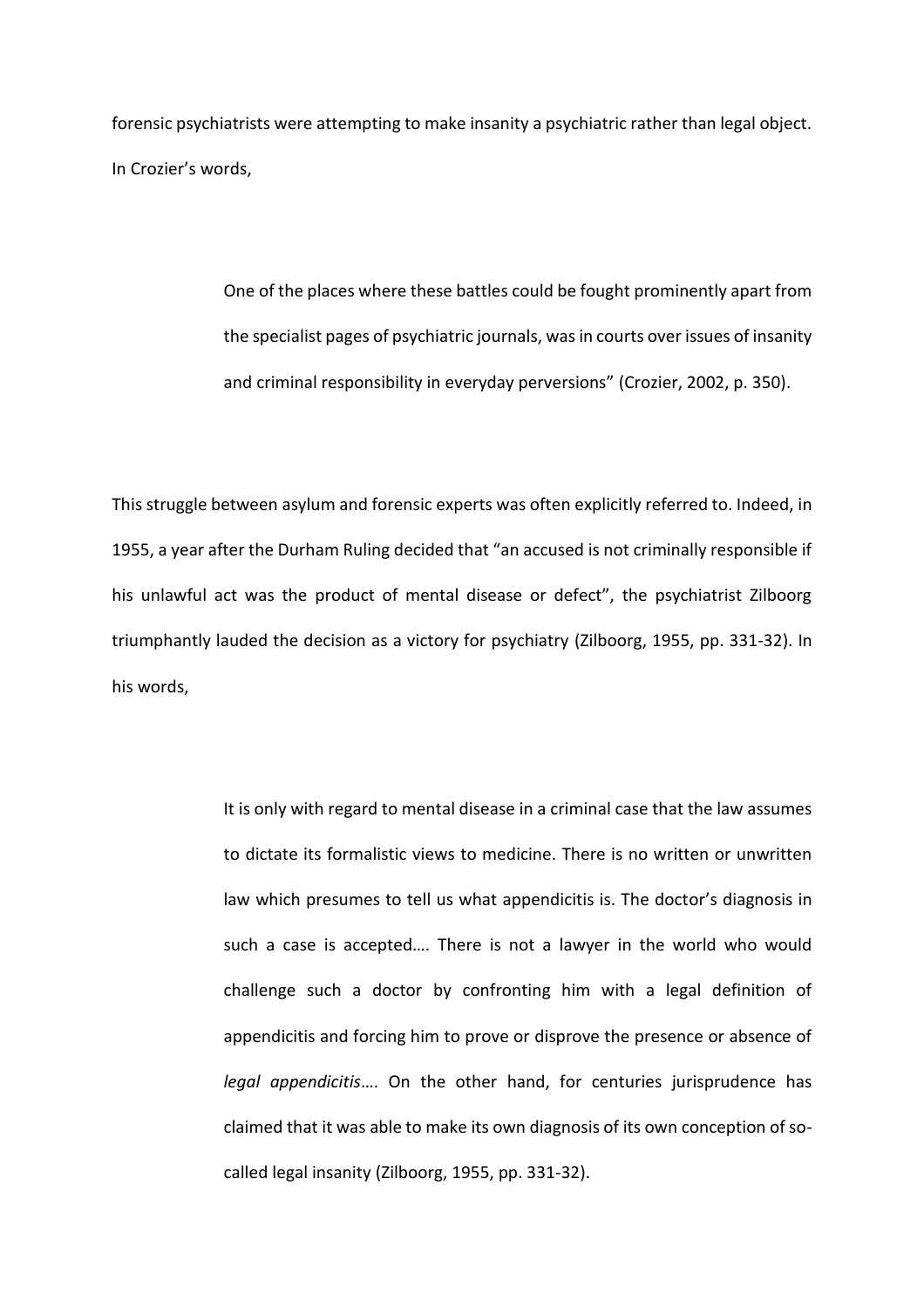forensic psychiatrists were attempting to make insanity a psychiatric rather than legal object. In Crozier's words,

> One of the places where these battles could be fought prominently apart from the specialist pages of psychiatric journals, was in courts over issues of insanity and criminal responsibility in everyday perversions" (Crozier, 2002, p. 350).

This struggle between asylum and forensic experts was often explicitly referred to. Indeed, in 1955, a year after the Durham Ruling decided that "an accused is not criminally responsible if his unlawful act was the product of mental disease or defect", the psychiatrist Zilboorg triumphantly lauded the decision as a victory for psychiatry (Zilboorg, 1955, pp. 331-32). In his words,

> It is only with regard to mental disease in a criminal case that the law assumes to dictate its formalistic views to medicine. There is no written or unwritten law which presumes to tell us what appendicitis is. The doctor's diagnosis in such a case is accepted…. There is not a lawyer in the world who would challenge such a doctor by confronting him with a legal definition of appendicitis and forcing him to prove or disprove the presence or absence of *legal appendicitis*…. On the other hand, for centuries jurisprudence has claimed that it was able to make its own diagnosis of its own conception of so-called legal insanity (Zilboorg, 1955, pp. 331-32).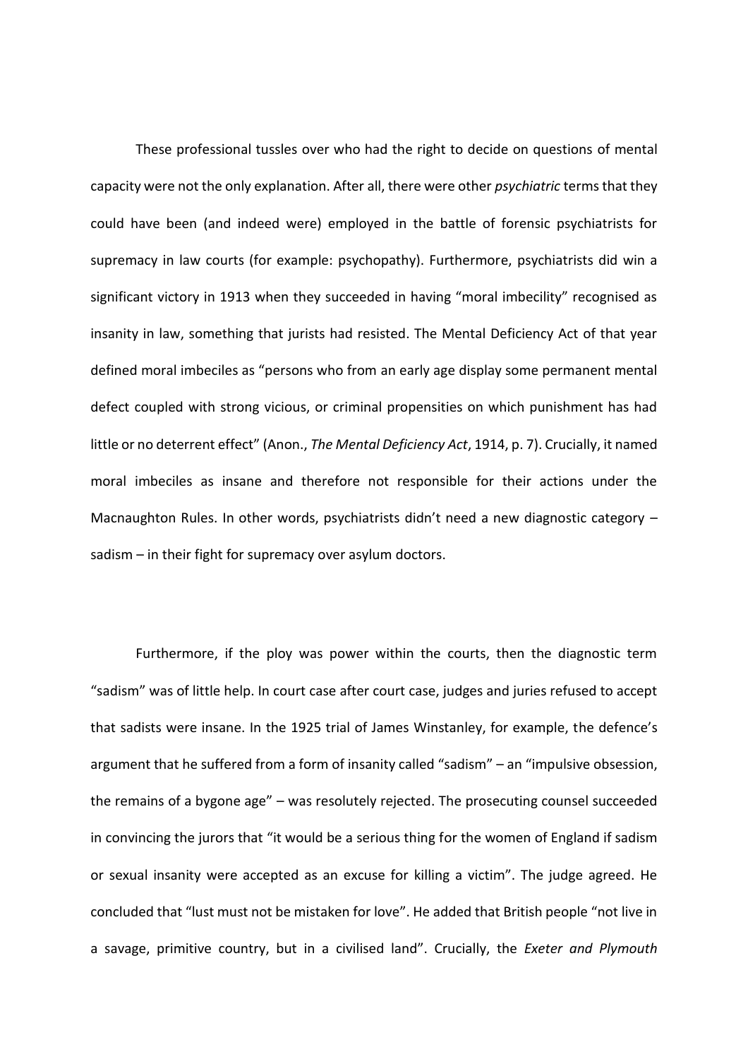These professional tussles over who had the right to decide on questions of mental capacity were not the only explanation. After all, there were other *psychiatric* terms that they could have been (and indeed were) employed in the battle of forensic psychiatrists for supremacy in law courts (for example: psychopathy). Furthermore, psychiatrists did win a significant victory in 1913 when they succeeded in having "moral imbecility" recognised as insanity in law, something that jurists had resisted. The Mental Deficiency Act of that year defined moral imbeciles as "persons who from an early age display some permanent mental defect coupled with strong vicious, or criminal propensities on which punishment has had little or no deterrent effect" (Anon., *The Mental Deficiency Act*, 1914, p. 7). Crucially, it named moral imbeciles as insane and therefore not responsible for their actions under the Macnaughton Rules. In other words, psychiatrists didn't need a new diagnostic category – sadism – in their fight for supremacy over asylum doctors.

Furthermore, if the ploy was power within the courts, then the diagnostic term "sadism" was of little help. In court case after court case, judges and juries refused to accept that sadists were insane. In the 1925 trial of James Winstanley, for example, the defence's argument that he suffered from a form of insanity called "sadism" – an "impulsive obsession, the remains of a bygone age" – was resolutely rejected. The prosecuting counsel succeeded in convincing the jurors that "it would be a serious thing for the women of England if sadism or sexual insanity were accepted as an excuse for killing a victim". The judge agreed. He concluded that "lust must not be mistaken for love". He added that British people "not live in a savage, primitive country, but in a civilised land". Crucially, the *Exeter and Plymouth*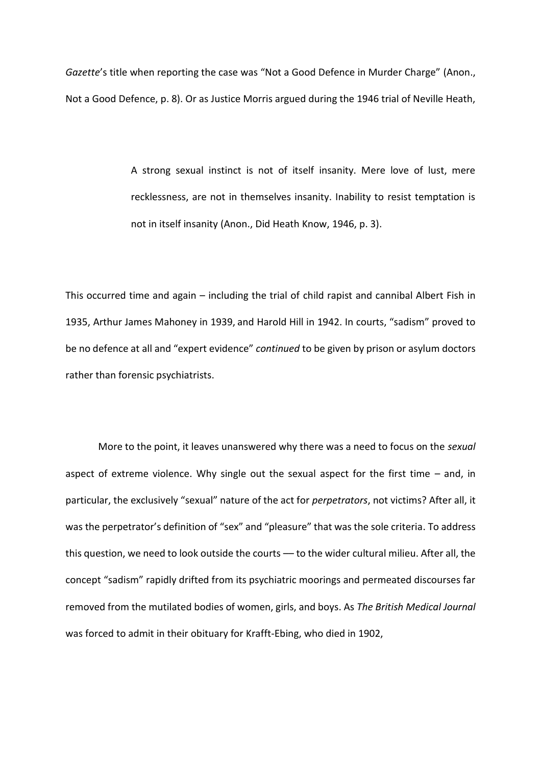*Gazette*'s title when reporting the case was "Not a Good Defence in Murder Charge" (Anon., Not a Good Defence, p. 8). Or as Justice Morris argued during the 1946 trial of Neville Heath,

> A strong sexual instinct is not of itself insanity. Mere love of lust, mere recklessness, are not in themselves insanity. Inability to resist temptation is not in itself insanity (Anon., Did Heath Know, 1946, p. 3).

This occurred time and again – including the trial of child rapist and cannibal Albert Fish in 1935, Arthur James Mahoney in 1939, and Harold Hill in 1942. In courts, "sadism" proved to be no defence at all and "expert evidence" *continued* to be given by prison or asylum doctors rather than forensic psychiatrists.

More to the point, it leaves unanswered why there was a need to focus on the *sexual* aspect of extreme violence. Why single out the sexual aspect for the first time – and, in particular, the exclusively "sexual" nature of the act for *perpetrators*, not victims? After all, it was the perpetrator's definition of "sex" and "pleasure" that was the sole criteria. To address this question, we need to look outside the courts — to the wider cultural milieu. After all, the concept "sadism" rapidly drifted from its psychiatric moorings and permeated discourses far removed from the mutilated bodies of women, girls, and boys. As *The British Medical Journal* was forced to admit in their obituary for Krafft-Ebing, who died in 1902,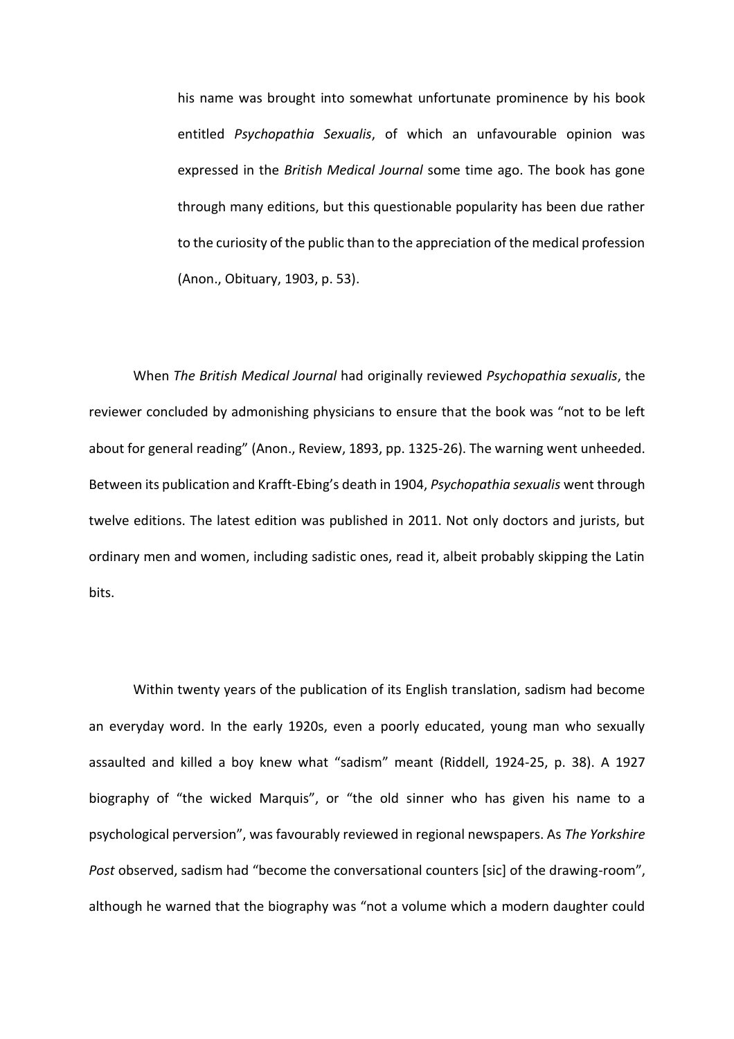> his name was brought into somewhat unfortunate prominence by his book entitled *Psychopathia Sexualis*, of which an unfavourable opinion was expressed in the *British Medical Journal* some time ago. The book has gone through many editions, but this questionable popularity has been due rather to the curiosity of the public than to the appreciation of the medical profession (Anon., Obituary, 1903, p. 53).

When *The British Medical Journal* had originally reviewed *Psychopathia sexualis*, the reviewer concluded by admonishing physicians to ensure that the book was "not to be left about for general reading" (Anon., Review, 1893, pp. 1325-26). The warning went unheeded. Between its publication and Krafft-Ebing's death in 1904, *Psychopathia sexualis* went through twelve editions. The latest edition was published in 2011. Not only doctors and jurists, but ordinary men and women, including sadistic ones, read it, albeit probably skipping the Latin bits.

Within twenty years of the publication of its English translation, sadism had become an everyday word. In the early 1920s, even a poorly educated, young man who sexually assaulted and killed a boy knew what "sadism" meant (Riddell, 1924-25, p. 38). A 1927 biography of "the wicked Marquis", or "the old sinner who has given his name to a psychological perversion", was favourably reviewed in regional newspapers. As *The Yorkshire Post* observed, sadism had "become the conversational counters [sic] of the drawing-room", although he warned that the biography was "not a volume which a modern daughter could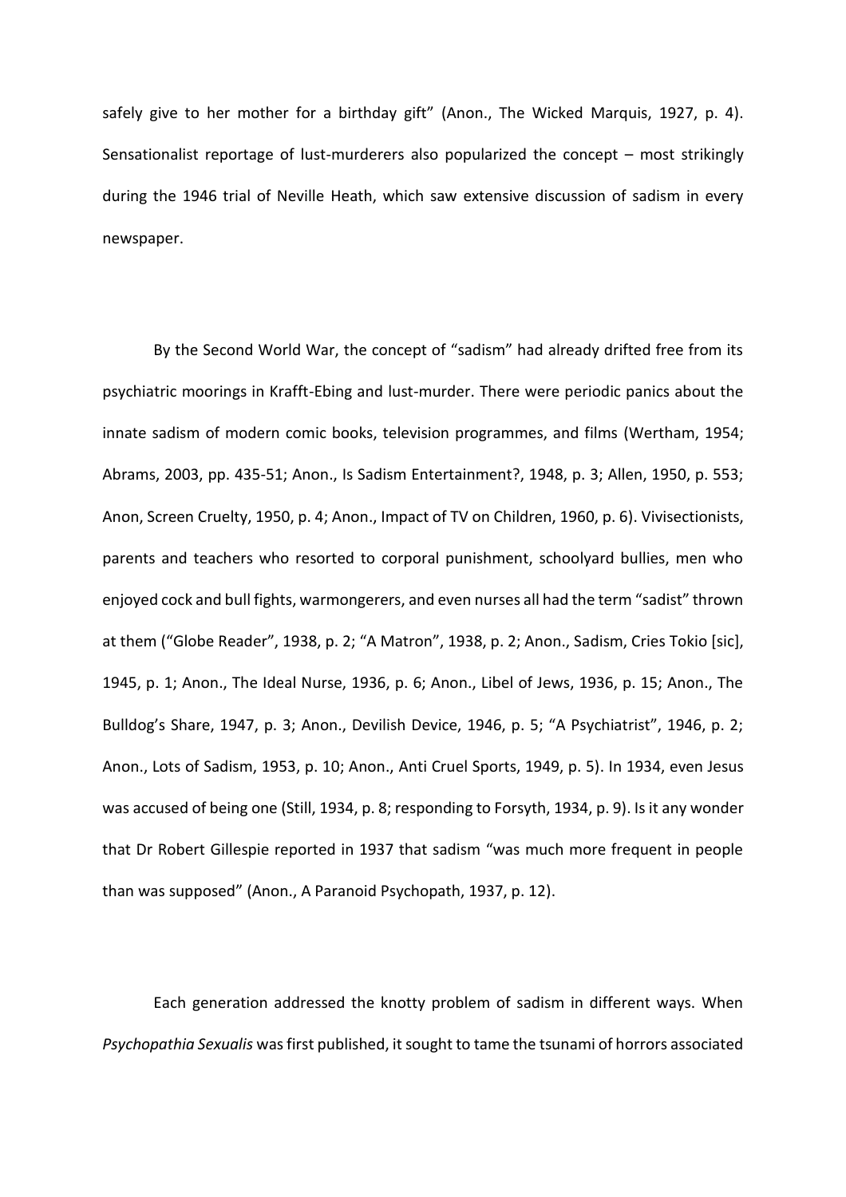safely give to her mother for a birthday gift" (Anon., The Wicked Marquis, 1927, p. 4). Sensationalist reportage of lust-murderers also popularized the concept – most strikingly during the 1946 trial of Neville Heath, which saw extensive discussion of sadism in every newspaper.

By the Second World War, the concept of "sadism" had already drifted free from its psychiatric moorings in Krafft-Ebing and lust-murder. There were periodic panics about the innate sadism of modern comic books, television programmes, and films (Wertham, 1954; Abrams, 2003, pp. 435-51; Anon., Is Sadism Entertainment?, 1948, p. 3; Allen, 1950, p. 553; Anon, Screen Cruelty, 1950, p. 4; Anon., Impact of TV on Children, 1960, p. 6). Vivisectionists, parents and teachers who resorted to corporal punishment, schoolyard bullies, men who enjoyed cock and bull fights, warmongerers, and even nurses all had the term "sadist" thrown at them ("Globe Reader", 1938, p. 2; "A Matron", 1938, p. 2; Anon., Sadism, Cries Tokio [sic], 1945, p. 1; Anon., The Ideal Nurse, 1936, p. 6; Anon., Libel of Jews, 1936, p. 15; Anon., The Bulldog's Share, 1947, p. 3; Anon., Devilish Device, 1946, p. 5; "A Psychiatrist", 1946, p. 2; Anon., Lots of Sadism, 1953, p. 10; Anon., Anti Cruel Sports, 1949, p. 5). In 1934, even Jesus was accused of being one (Still, 1934, p. 8; responding to Forsyth, 1934, p. 9). Is it any wonder that Dr Robert Gillespie reported in 1937 that sadism "was much more frequent in people than was supposed" (Anon., A Paranoid Psychopath, 1937, p. 12).

Each generation addressed the knotty problem of sadism in different ways. When *Psychopathia Sexualis* was first published, it sought to tame the tsunami of horrors associated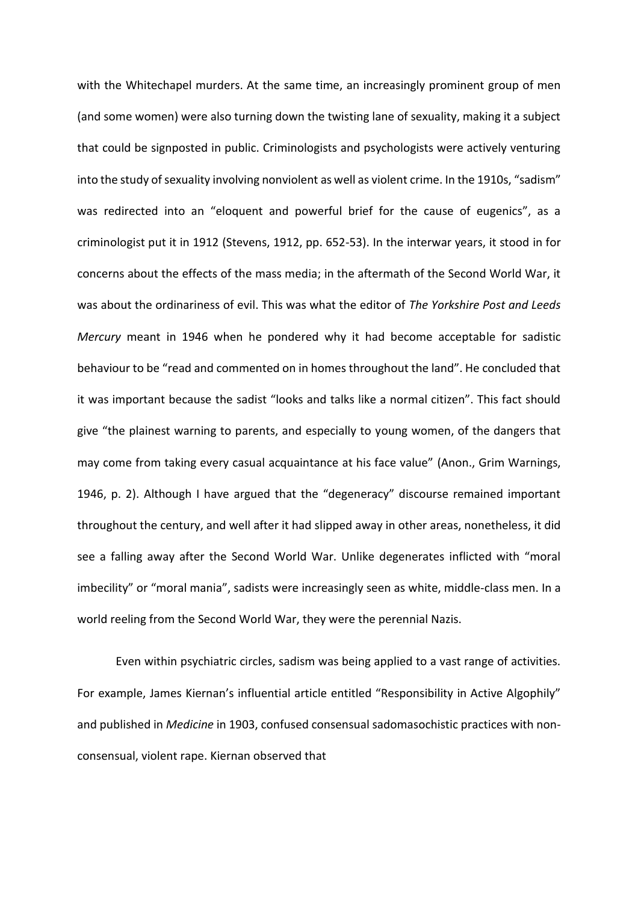with the Whitechapel murders. At the same time, an increasingly prominent group of men (and some women) were also turning down the twisting lane of sexuality, making it a subject that could be signposted in public. Criminologists and psychologists were actively venturing into the study of sexuality involving nonviolent as well as violent crime. In the 1910s, "sadism" was redirected into an "eloquent and powerful brief for the cause of eugenics", as a criminologist put it in 1912 (Stevens, 1912, pp. 652-53). In the interwar years, it stood in for concerns about the effects of the mass media; in the aftermath of the Second World War, it was about the ordinariness of evil. This was what the editor of *The Yorkshire Post and Leeds Mercury* meant in 1946 when he pondered why it had become acceptable for sadistic behaviour to be "read and commented on in homes throughout the land". He concluded that it was important because the sadist "looks and talks like a normal citizen". This fact should give "the plainest warning to parents, and especially to young women, of the dangers that may come from taking every casual acquaintance at his face value" (Anon., Grim Warnings, 1946, p. 2). Although I have argued that the "degeneracy" discourse remained important throughout the century, and well after it had slipped away in other areas, nonetheless, it did see a falling away after the Second World War. Unlike degenerates inflicted with "moral imbecility" or "moral mania", sadists were increasingly seen as white, middle-class men. In a world reeling from the Second World War, they were the perennial Nazis.

Even within psychiatric circles, sadism was being applied to a vast range of activities. For example, James Kiernan's influential article entitled "Responsibility in Active Algophily" and published in *Medicine* in 1903, confused consensual sadomasochistic practices with non-consensual, violent rape. Kiernan observed that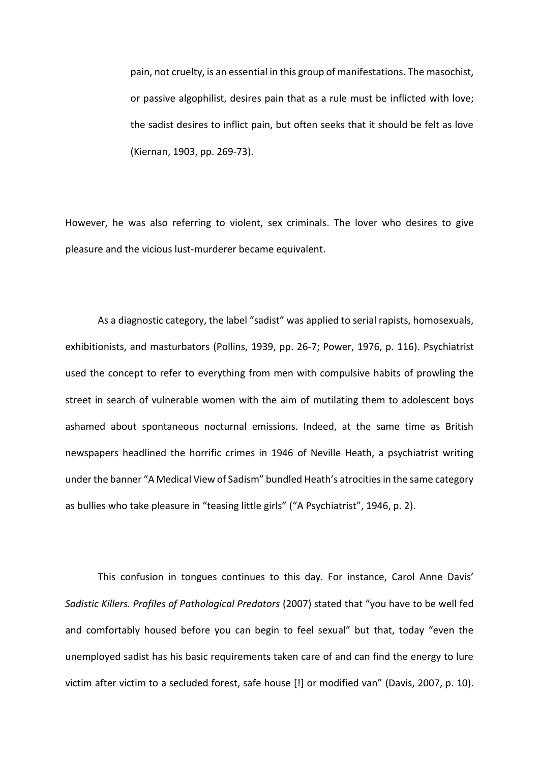> pain, not cruelty, is an essential in this group of manifestations. The masochist, or passive algophilist, desires pain that as a rule must be inflicted with love; the sadist desires to inflict pain, but often seeks that it should be felt as love (Kiernan, 1903, pp. 269-73).

However, he was also referring to violent, sex criminals. The lover who desires to give pleasure and the vicious lust-murderer became equivalent.

As a diagnostic category, the label "sadist" was applied to serial rapists, homosexuals, exhibitionists, and masturbators (Pollins, 1939, pp. 26-7; Power, 1976, p. 116). Psychiatrist used the concept to refer to everything from men with compulsive habits of prowling the street in search of vulnerable women with the aim of mutilating them to adolescent boys ashamed about spontaneous nocturnal emissions. Indeed, at the same time as British newspapers headlined the horrific crimes in 1946 of Neville Heath, a psychiatrist writing under the banner "A Medical View of Sadism" bundled Heath's atrocities in the same category as bullies who take pleasure in "teasing little girls" ("A Psychiatrist", 1946, p. 2).

This confusion in tongues continues to this day. For instance, Carol Anne Davis' *Sadistic Killers. Profiles of Pathological Predators* (2007) stated that "you have to be well fed and comfortably housed before you can begin to feel sexual" but that, today "even the unemployed sadist has his basic requirements taken care of and can find the energy to lure victim after victim to a secluded forest, safe house [!] or modified van" (Davis, 2007, p. 10).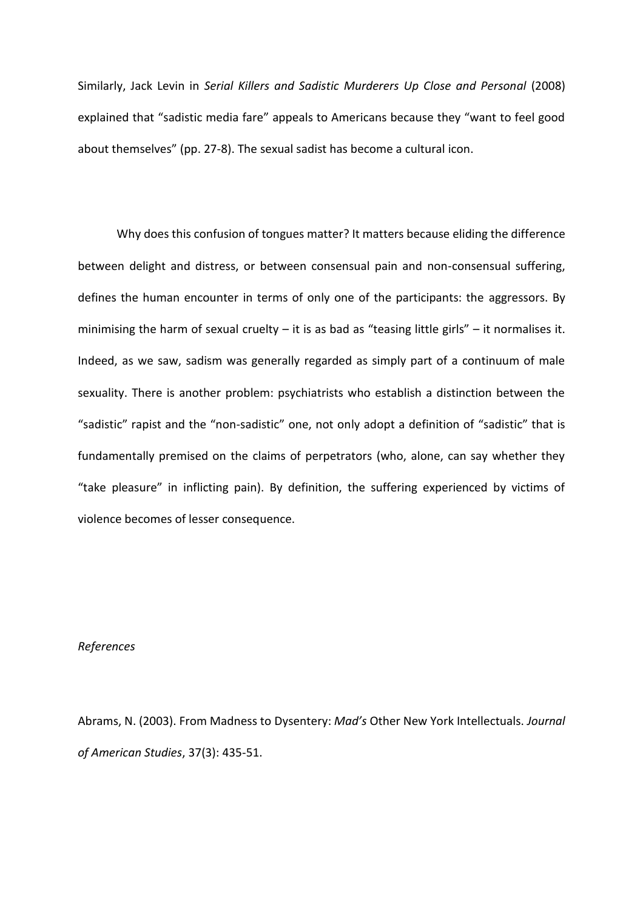Similarly, Jack Levin in *Serial Killers and Sadistic Murderers Up Close and Personal* (2008) explained that "sadistic media fare" appeals to Americans because they "want to feel good about themselves" (pp. 27-8). The sexual sadist has become a cultural icon.

Why does this confusion of tongues matter? It matters because eliding the difference between delight and distress, or between consensual pain and non-consensual suffering, defines the human encounter in terms of only one of the participants: the aggressors. By minimising the harm of sexual cruelty – it is as bad as "teasing little girls" – it normalises it. Indeed, as we saw, sadism was generally regarded as simply part of a continuum of male sexuality. There is another problem: psychiatrists who establish a distinction between the "sadistic" rapist and the "non-sadistic" one, not only adopt a definition of "sadistic" that is fundamentally premised on the claims of perpetrators (who, alone, can say whether they "take pleasure" in inflicting pain). By definition, the suffering experienced by victims of violence becomes of lesser consequence.

*References*

Abrams, N. (2003). From Madness to Dysentery: *Mad's* Other New York Intellectuals. *Journal of American Studies*, 37(3): 435-51.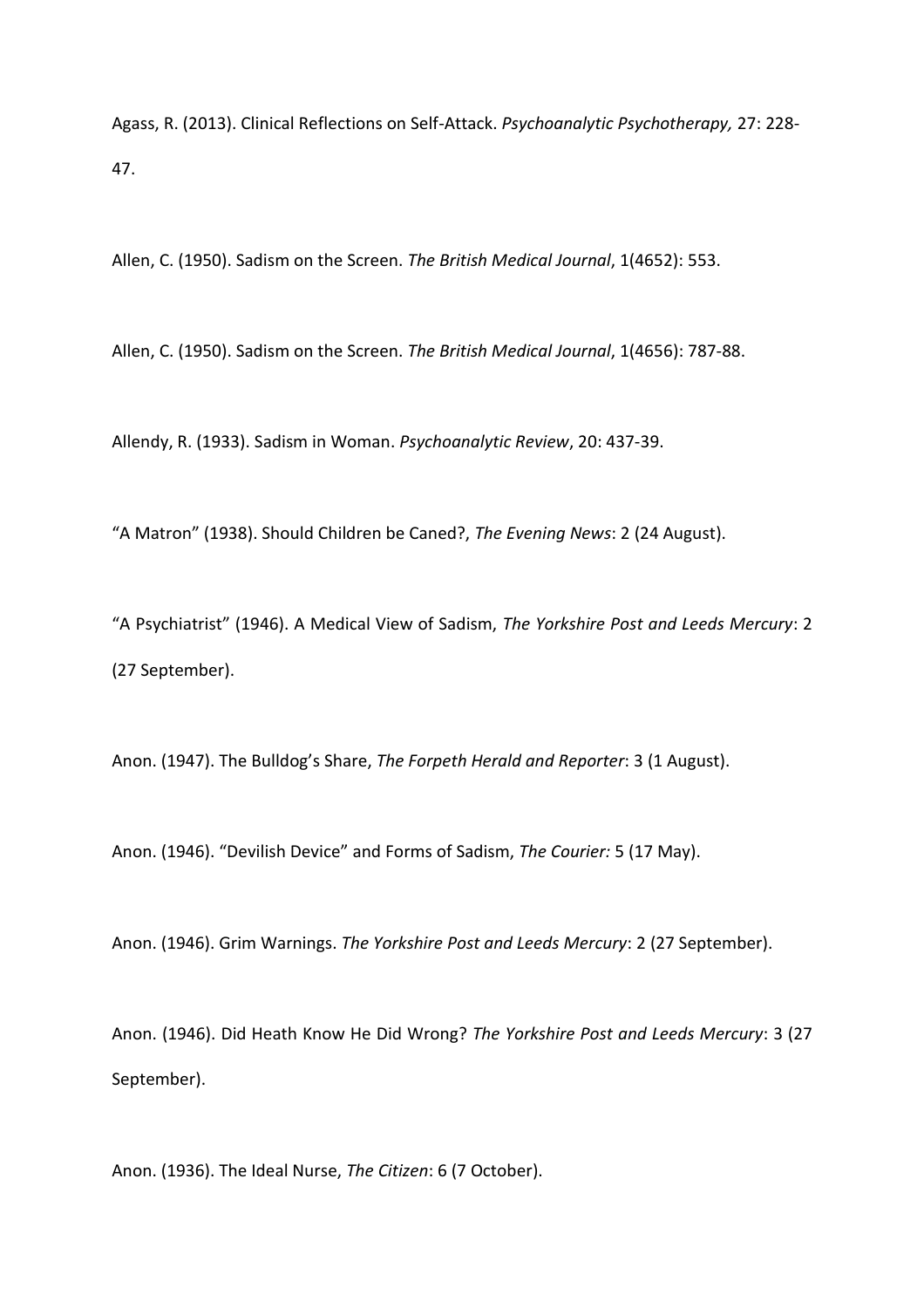Agass, R. (2013). Clinical Reflections on Self-Attack. *Psychoanalytic Psychotherapy,* 27: 228-47.

Allen, C. (1950). Sadism on the Screen. *The British Medical Journal*, 1(4652): 553.

Allen, C. (1950). Sadism on the Screen. *The British Medical Journal*, 1(4656): 787-88.

Allendy, R. (1933). Sadism in Woman. *Psychoanalytic Review*, 20: 437-39.

"A Matron" (1938). Should Children be Caned?, *The Evening News*: 2 (24 August).

"A Psychiatrist" (1946). A Medical View of Sadism, *The Yorkshire Post and Leeds Mercury*: 2 (27 September).

Anon. (1947). The Bulldog's Share, *The Forpeth Herald and Reporter*: 3 (1 August).

Anon. (1946). "Devilish Device" and Forms of Sadism, *The Courier:* 5 (17 May).

Anon. (1946). Grim Warnings. *The Yorkshire Post and Leeds Mercury*: 2 (27 September).

Anon. (1946). Did Heath Know He Did Wrong? *The Yorkshire Post and Leeds Mercury*: 3 (27 September).

Anon. (1936). The Ideal Nurse, *The Citizen*: 6 (7 October).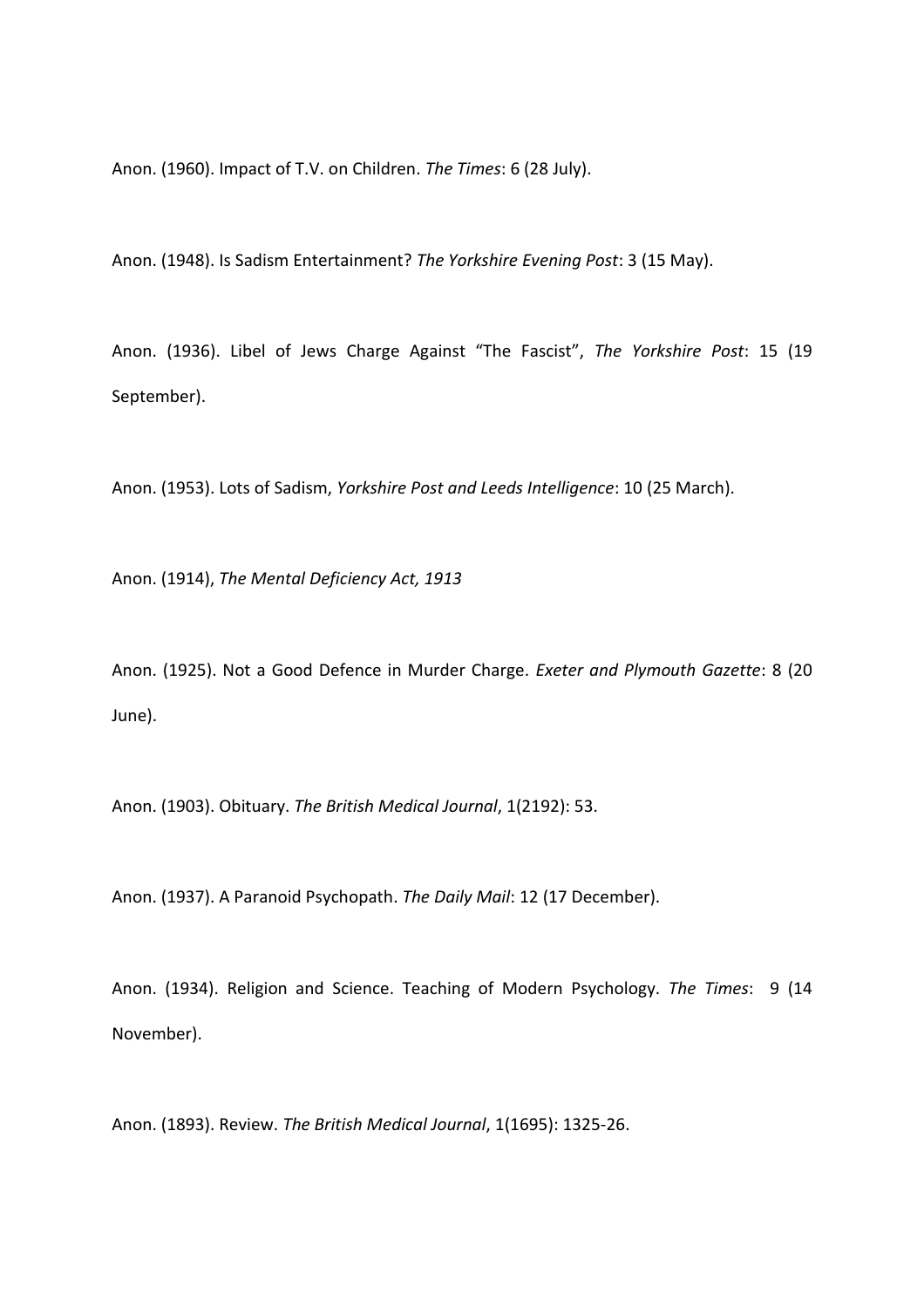Anon. (1960). Impact of T.V. on Children. *The Times*: 6 (28 July).

Anon. (1948). Is Sadism Entertainment? *The Yorkshire Evening Post*: 3 (15 May).

Anon. (1936). Libel of Jews Charge Against "The Fascist", *The Yorkshire Post*: 15 (19 September).

Anon. (1953). Lots of Sadism, *Yorkshire Post and Leeds Intelligence*: 10 (25 March).

Anon. (1914), *The Mental Deficiency Act, 1913*

Anon. (1925). Not a Good Defence in Murder Charge. *Exeter and Plymouth Gazette*: 8 (20 June).

Anon. (1903). Obituary. *The British Medical Journal*, 1(2192): 53.

Anon. (1937). A Paranoid Psychopath. *The Daily Mail*: 12 (17 December).

Anon. (1934). Religion and Science. Teaching of Modern Psychology. *The Times*: 9 (14 November).

Anon. (1893). Review. *The British Medical Journal*, 1(1695): 1325-26.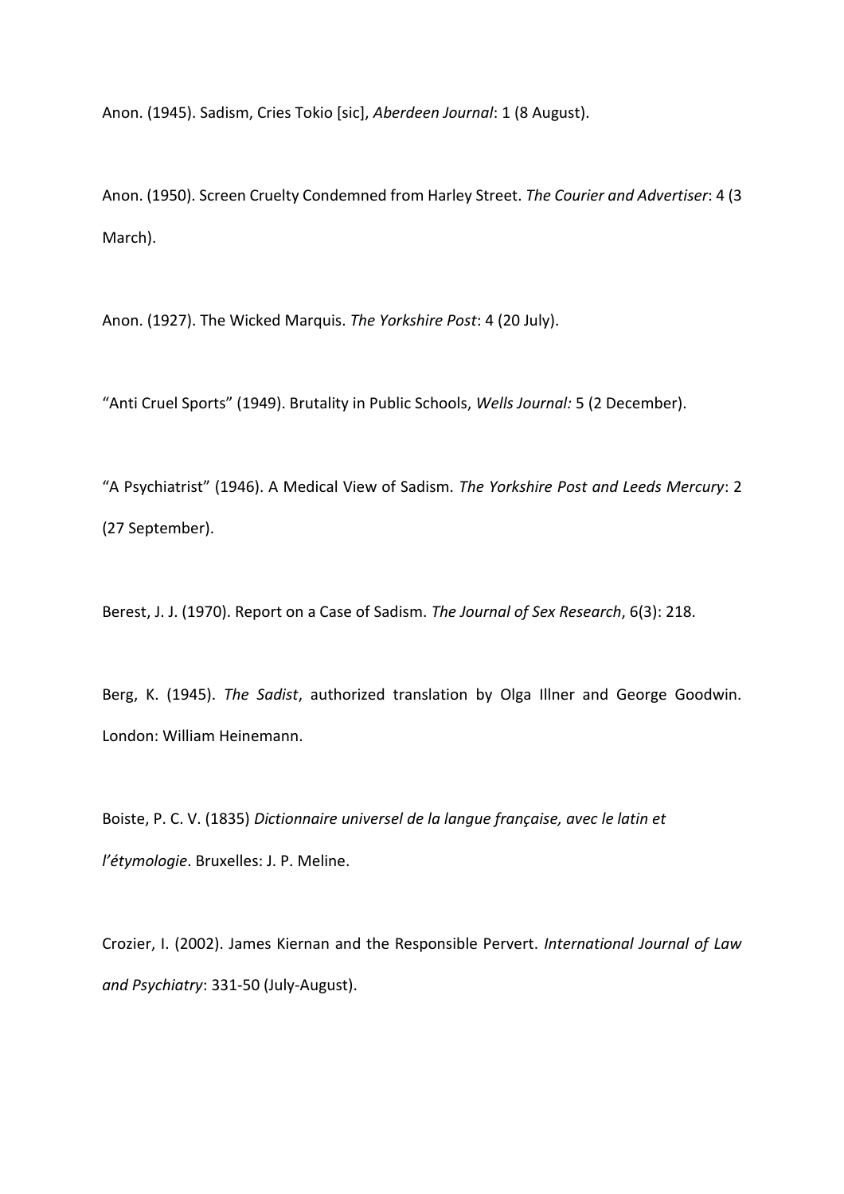Anon. (1945). Sadism, Cries Tokio [sic], *Aberdeen Journal*: 1 (8 August).

Anon. (1950). Screen Cruelty Condemned from Harley Street. *The Courier and Advertiser*: 4 (3 March).

Anon. (1927). The Wicked Marquis. *The Yorkshire Post*: 4 (20 July).

"Anti Cruel Sports" (1949). Brutality in Public Schools, *Wells Journal:* 5 (2 December).

"A Psychiatrist" (1946). A Medical View of Sadism. *The Yorkshire Post and Leeds Mercury*: 2 (27 September).

Berest, J. J. (1970). Report on a Case of Sadism. *The Journal of Sex Research*, 6(3): 218.

Berg, K. (1945). *The Sadist*, authorized translation by Olga Illner and George Goodwin. London: William Heinemann.

Boiste, P. C. V. (1835) *Dictionnaire universel de la langue française, avec le latin et l'étymologie*. Bruxelles: J. P. Meline.

Crozier, I. (2002). James Kiernan and the Responsible Pervert. *International Journal of Law and Psychiatry*: 331-50 (July-August).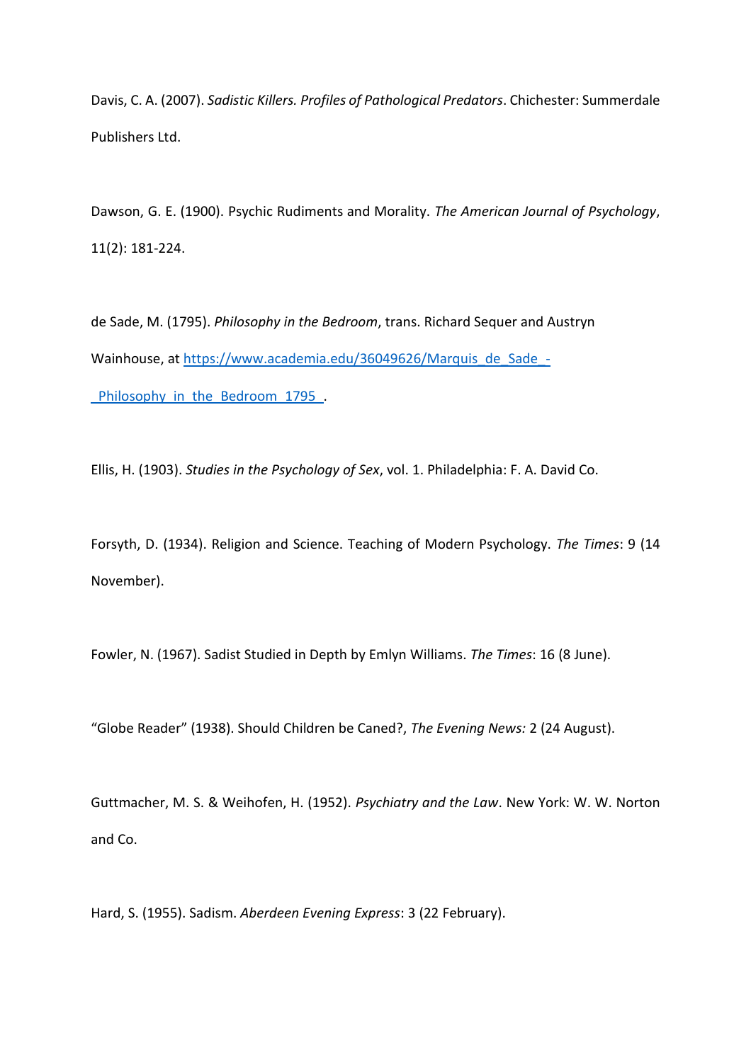Davis, C. A. (2007). *Sadistic Killers. Profiles of Pathological Predators*. Chichester: Summerdale Publishers Ltd.

Dawson, G. E. (1900). Psychic Rudiments and Morality. *The American Journal of Psychology*, 11(2): 181-224.

de Sade, M. (1795). *Philosophy in the Bedroom*, trans. Richard Sequer and Austryn Wainhouse, at [https://www.academia.edu/36049626/Marquis_de_Sade_-_Philosophy_in_the_Bedroom_1795_](https://www.academia.edu/36049626/Marquis_de_Sade_-_Philosophy_in_the_Bedroom_1795_).

Ellis, H. (1903). *Studies in the Psychology of Sex*, vol. 1. Philadelphia: F. A. David Co.

Forsyth, D. (1934). Religion and Science. Teaching of Modern Psychology. *The Times*: 9 (14 November).

Fowler, N. (1967). Sadist Studied in Depth by Emlyn Williams. *The Times*: 16 (8 June).

"Globe Reader" (1938). Should Children be Caned?, *The Evening News:* 2 (24 August).

Guttmacher, M. S. & Weihofen, H. (1952). *Psychiatry and the Law*. New York: W. W. Norton and Co.

Hard, S. (1955). Sadism. *Aberdeen Evening Express*: 3 (22 February).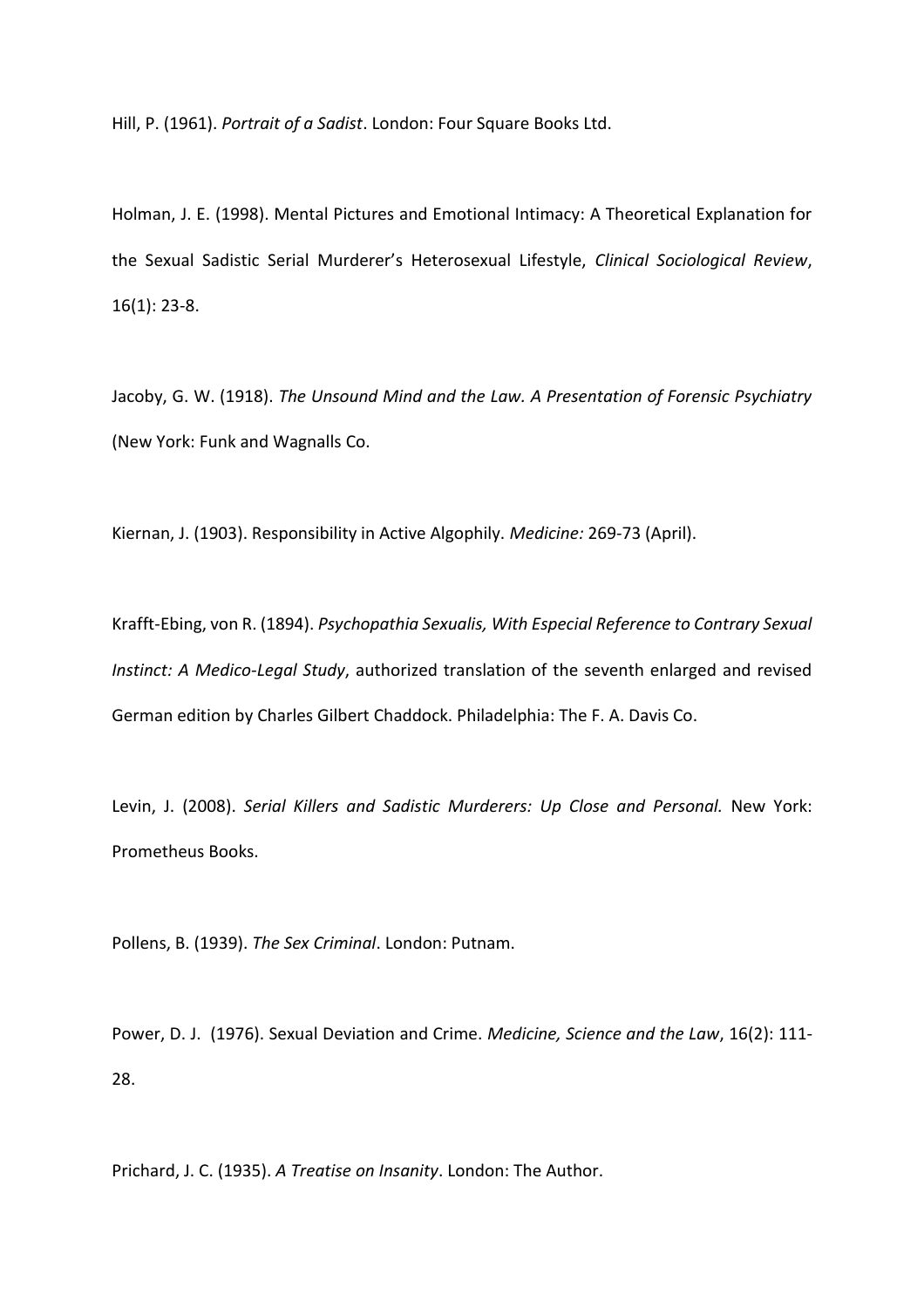Hill, P. (1961). *Portrait of a Sadist*. London: Four Square Books Ltd.

Holman, J. E. (1998). Mental Pictures and Emotional Intimacy: A Theoretical Explanation for the Sexual Sadistic Serial Murderer's Heterosexual Lifestyle, *Clinical Sociological Review*, 16(1): 23-8.

Jacoby, G. W. (1918). *The Unsound Mind and the Law. A Presentation of Forensic Psychiatry* (New York: Funk and Wagnalls Co.

Kiernan, J. (1903). Responsibility in Active Algophily. *Medicine:* 269-73 (April).

Krafft-Ebing, von R. (1894). *Psychopathia Sexualis, With Especial Reference to Contrary Sexual Instinct: A Medico-Legal Study*, authorized translation of the seventh enlarged and revised German edition by Charles Gilbert Chaddock. Philadelphia: The F. A. Davis Co.

Levin, J. (2008). *Serial Killers and Sadistic Murderers: Up Close and Personal.* New York: Prometheus Books.

Pollens, B. (1939). *The Sex Criminal*. London: Putnam.

Power, D. J. (1976). Sexual Deviation and Crime. *Medicine, Science and the Law*, 16(2): 111-28.

Prichard, J. C. (1935). *A Treatise on Insanity*. London: The Author.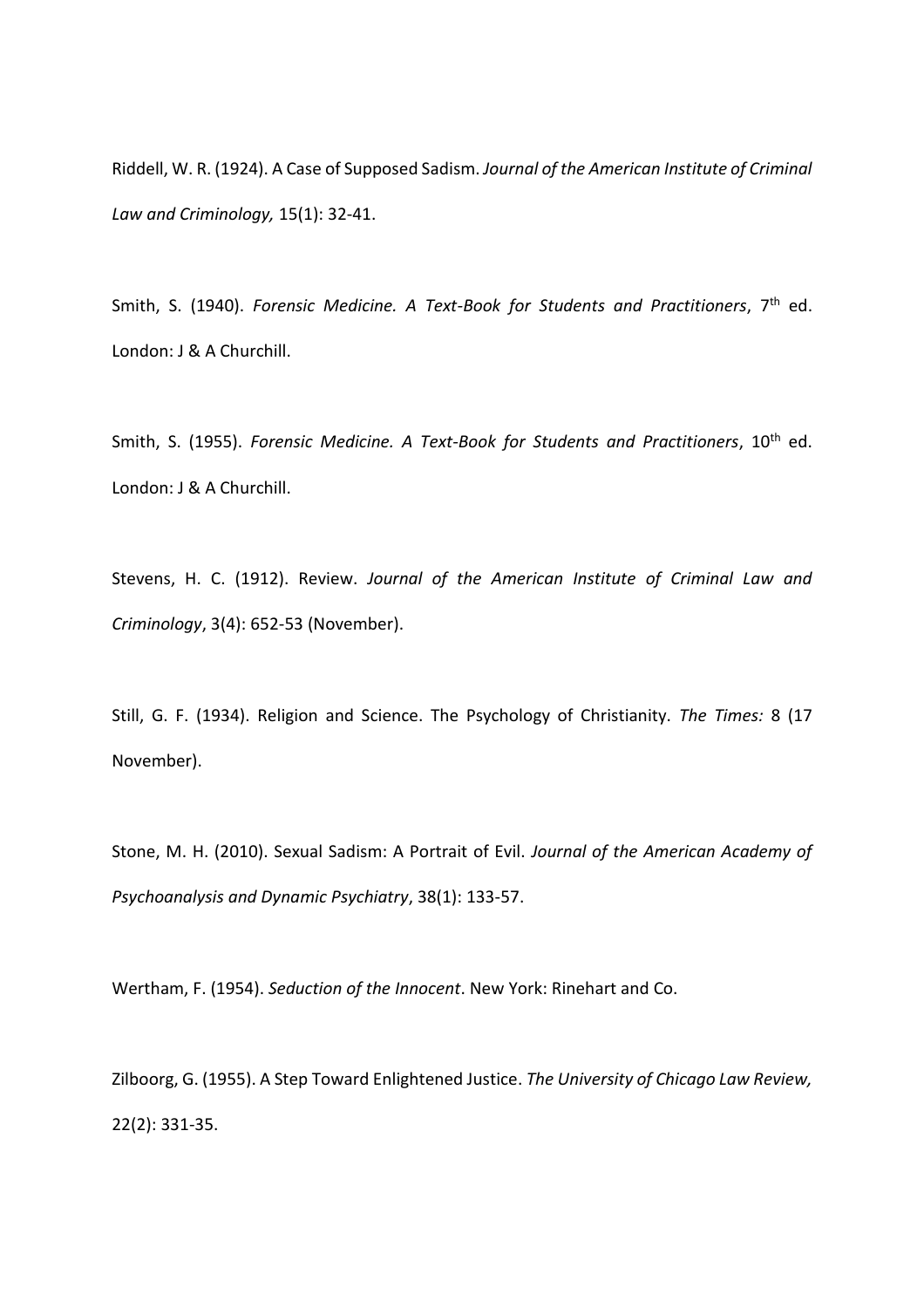Riddell, W. R. (1924). A Case of Supposed Sadism. *Journal of the American Institute of Criminal Law and Criminology,* 15(1): 32-41.

Smith, S. (1940). *Forensic Medicine. A Text-Book for Students and Practitioners*, 7th ed. London: J & A Churchill.

Smith, S. (1955). *Forensic Medicine. A Text-Book for Students and Practitioners*, 10th ed. London: J & A Churchill.

Stevens, H. C. (1912). Review. *Journal of the American Institute of Criminal Law and Criminology*, 3(4): 652-53 (November).

Still, G. F. (1934). Religion and Science. The Psychology of Christianity. *The Times:* 8 (17 November).

Stone, M. H. (2010). Sexual Sadism: A Portrait of Evil. *Journal of the American Academy of Psychoanalysis and Dynamic Psychiatry*, 38(1): 133-57.

Wertham, F. (1954). *Seduction of the Innocent*. New York: Rinehart and Co.

Zilboorg, G. (1955). A Step Toward Enlightened Justice. *The University of Chicago Law Review,* 22(2): 331-35.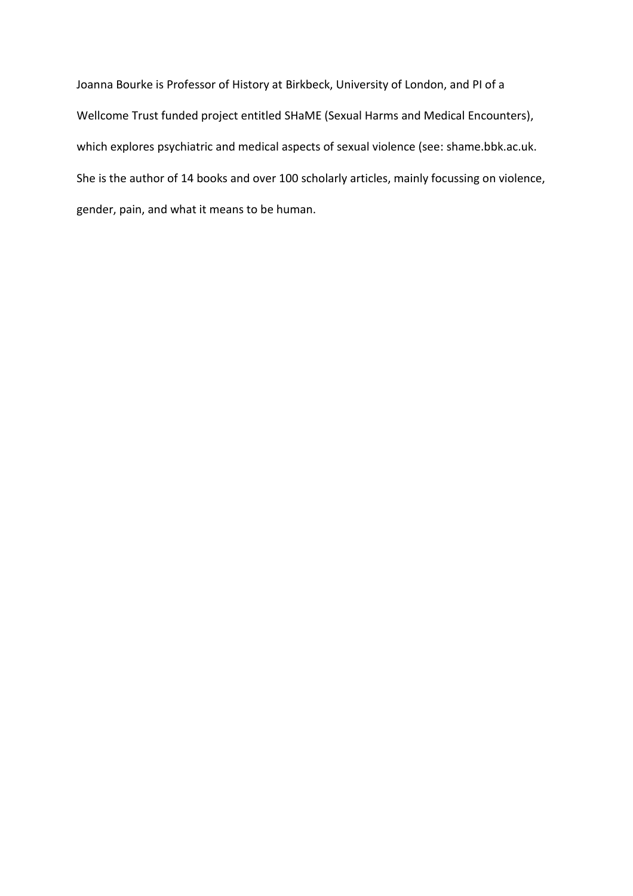Joanna Bourke is Professor of History at Birkbeck, University of London, and PI of a Wellcome Trust funded project entitled SHaME (Sexual Harms and Medical Encounters), which explores psychiatric and medical aspects of sexual violence (see: shame.bbk.ac.uk. She is the author of 14 books and over 100 scholarly articles, mainly focussing on violence, gender, pain, and what it means to be human.